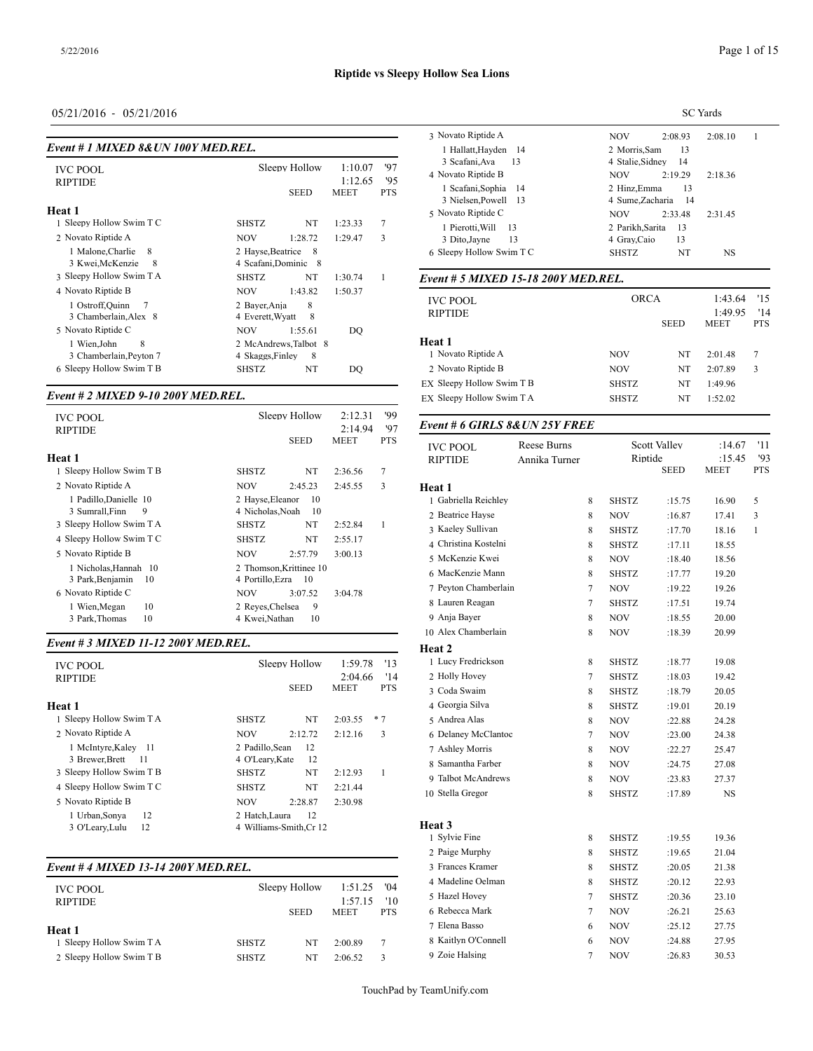# Riptide vs Sleepy Hollow Sea Lions

05/21/2016 - 05/21/2016

SC Yards

### Event # 1 MIXED 8&UN 100Y MED.REL.

IVC POOL — Sleepy Hollow 1:10.07 '97
RIPTIDE 1:12.65 '95

| | | SEED | MEET | PTS |
|---|---|---|---|---|
| **Heat 1** | | | | |
| 1 Sleepy Hollow Swim T C | SHSTZ | NT | 1:23.33 | 7 |
| 2 Novato Riptide A | NOV | 1:28.72 | 1:29.47 | 3 |
| 1 Malone,Charlie 8; 2 Hayse,Beatrice 8; 3 Kwei,McKenzie 8; 4 Scafani,Dominic 8 | | | | |
| 3 Sleepy Hollow Swim T A | SHSTZ | NT | 1:30.74 | 1 |
| 4 Novato Riptide B | NOV | 1:43.82 | 1:50.37 | |
| 1 Ostroff,Quinn 7; 2 Bayer,Anja 8; 3 Chamberlain,Alex 8; 4 Everett,Wyatt 8 | | | | |
| 5 Novato Riptide C | NOV | 1:55.61 | DQ | |
| 1 Wien,John 8; 2 McAndrews,Talbot 8; 3 Chamberlain,Peyton 7; 4 Skaggs,Finley 8 | | | | |
| 6 Sleepy Hollow Swim T B | SHSTZ | NT | DQ | |

### Event # 2 MIXED 9-10 200Y MED.REL.

IVC POOL — Sleepy Hollow 2:12.31 '99
RIPTIDE 2:14.94 '97

| | | SEED | MEET | PTS |
|---|---|---|---|---|
| **Heat 1** | | | | |
| 1 Sleepy Hollow Swim T B | SHSTZ | NT | 2:36.56 | 7 |
| 2 Novato Riptide A | NOV | 2:45.23 | 2:45.55 | 3 |
| 1 Padillo,Danielle 10; 2 Hayse,Eleanor 10; 3 Sumrall,Finn 9; 4 Nicholas,Noah 10 | | | | |
| 3 Sleepy Hollow Swim T A | SHSTZ | NT | 2:52.84 | 1 |
| 4 Sleepy Hollow Swim T C | SHSTZ | NT | 2:55.17 | |
| 5 Novato Riptide B | NOV | 2:57.79 | 3:00.13 | |
| 1 Nicholas,Hannah 10; 2 Thomson,Krittinee 10; 3 Park,Benjamin 10; 4 Portillo,Ezra 10 | | | | |
| 6 Novato Riptide C | NOV | 3:07.52 | 3:04.78 | |
| 1 Wien,Megan 10; 2 Reyes,Chelsea 9; 3 Park,Thomas 10; 4 Kwei,Nathan 10 | | | | |

### Event # 3 MIXED 11-12 200Y MED.REL.

IVC POOL — Sleepy Hollow 1:59.78 '13
RIPTIDE 2:04.66 '14

| | | SEED | MEET | PTS |
|---|---|---|---|---|
| **Heat 1** | | | | |
| 1 Sleepy Hollow Swim T A | SHSTZ | NT | 2:03.55 | * 7 |
| 2 Novato Riptide A | NOV | 2:12.72 | 2:12.16 | 3 |
| 1 McIntyre,Kaley 11; 2 Padillo,Sean 12; 3 Brewer,Brett 11; 4 O'Leary,Kate 12 | | | | |
| 3 Sleepy Hollow Swim T B | SHSTZ | NT | 2:12.93 | 1 |
| 4 Sleepy Hollow Swim T C | SHSTZ | NT | 2:21.44 | |
| 5 Novato Riptide B | NOV | 2:28.87 | 2:30.98 | |
| 1 Urban,Sonya 12; 2 Hatch,Laura 12; 3 O'Leary,Lulu 12; 4 Williams-Smith,Cr 12 | | | | |

### Event # 4 MIXED 13-14 200Y MED.REL.

IVC POOL — Sleepy Hollow 1:51.25 '04
RIPTIDE 1:57.15 '10

| | | SEED | MEET | PTS |
|---|---|---|---|---|
| **Heat 1** | | | | |
| 1 Sleepy Hollow Swim T A | SHSTZ | NT | 2:00.89 | 7 |
| 2 Sleepy Hollow Swim T B | SHSTZ | NT | 2:06.52 | 3 |
| 3 Novato Riptide A | NOV | 2:08.93 | 2:08.10 | 1 |
| 1 Hallatt,Hayden 14; 2 Morris,Sam 13; 3 Scafani,Ava 13; 4 Stalie,Sidney 14 | | | | |
| 4 Novato Riptide B | NOV | 2:19.29 | 2:18.36 | |
| 1 Scafani,Sophia 14; 2 Hinz,Emma 13; 3 Nielsen,Powell 13; 4 Sume,Zacharia 14 | | | | |
| 5 Novato Riptide C | NOV | 2:33.48 | 2:31.45 | |
| 1 Pierotti,Will 13; 2 Parikh,Sarita 13; 3 Dito,Jayne 13; 4 Gray,Caio 13 | | | | |
| 6 Sleepy Hollow Swim T C | SHSTZ | NT | NS | |

### Event # 5 MIXED 15-18 200Y MED.REL.

IVC POOL — ORCA 1:43.64 '15
RIPTIDE 1:49.95 '14

| | | SEED | MEET | PTS |
|---|---|---|---|---|
| **Heat 1** | | | | |
| 1 Novato Riptide A | NOV | NT | 2:01.48 | 7 |
| 2 Novato Riptide B | NOV | NT | 2:07.89 | 3 |
| EX Sleepy Hollow Swim T B | SHSTZ | NT | 1:49.96 | |
| EX Sleepy Hollow Swim T A | SHSTZ | NT | 1:52.02 | |

### Event # 6 GIRLS 8&UN 25Y FREE

IVC POOL — Reese Burns — Scott Valley :14.67 '11
RIPTIDE — Annika Turner — Riptide :15.45 '93

| | Age | Team | SEED | MEET | PTS |
|---|---|---|---|---|---|
| **Heat 1** | | | | | |
| 1 Gabriella Reichley | 8 | SHSTZ | :15.75 | 16.90 | 5 |
| 2 Beatrice Hayse | 8 | NOV | :16.87 | 17.41 | 3 |
| 3 Kaeley Sullivan | 8 | SHSTZ | :17.70 | 18.16 | 1 |
| 4 Christina Kostelni | 8 | SHSTZ | :17.11 | 18.55 | |
| 5 McKenzie Kwei | 8 | NOV | :18.40 | 18.56 | |
| 6 MacKenzie Mann | 8 | SHSTZ | :17.77 | 19.20 | |
| 7 Peyton Chamberlain | 7 | NOV | :19.22 | 19.26 | |
| 8 Lauren Reagan | 7 | SHSTZ | :17.51 | 19.74 | |
| 9 Anja Bayer | 8 | NOV | :18.55 | 20.00 | |
| 10 Alex Chamberlain | 8 | NOV | :18.39 | 20.99 | |
| **Heat 2** | | | | | |
| 1 Lucy Fredrickson | 8 | SHSTZ | :18.77 | 19.08 | |
| 2 Holly Hovey | 7 | SHSTZ | :18.03 | 19.42 | |
| 3 Coda Swaim | 8 | SHSTZ | :18.79 | 20.05 | |
| 4 Georgia Silva | 8 | SHSTZ | :19.01 | 20.19 | |
| 5 Andrea Alas | 8 | NOV | :22.88 | 24.28 | |
| 6 Delaney McClantoc | 7 | NOV | :23.00 | 24.38 | |
| 7 Ashley Morris | 8 | NOV | :22.27 | 25.47 | |
| 8 Samantha Farber | 8 | NOV | :24.75 | 27.08 | |
| 9 Talbot McAndrews | 8 | NOV | :23.83 | 27.37 | |
| 10 Stella Gregor | 8 | SHSTZ | :17.89 | NS | |
| **Heat 3** | | | | | |
| 1 Sylvie Fine | 8 | SHSTZ | :19.55 | 19.36 | |
| 2 Paige Murphy | 8 | SHSTZ | :19.65 | 21.04 | |
| 3 Frances Kramer | 8 | SHSTZ | :20.05 | 21.38 | |
| 4 Madeline Oelman | 8 | SHSTZ | :20.12 | 22.93 | |
| 5 Hazel Hovey | 7 | SHSTZ | :20.36 | 23.10 | |
| 6 Rebecca Mark | 7 | NOV | :26.21 | 25.63 | |
| 7 Elena Basso | 6 | NOV | :25.12 | 27.75 | |
| 8 Kaitlyn O'Connell | 6 | NOV | :24.88 | 27.95 | |
| 9 Zoie Halsing | 7 | NOV | :26.83 | 30.53 | |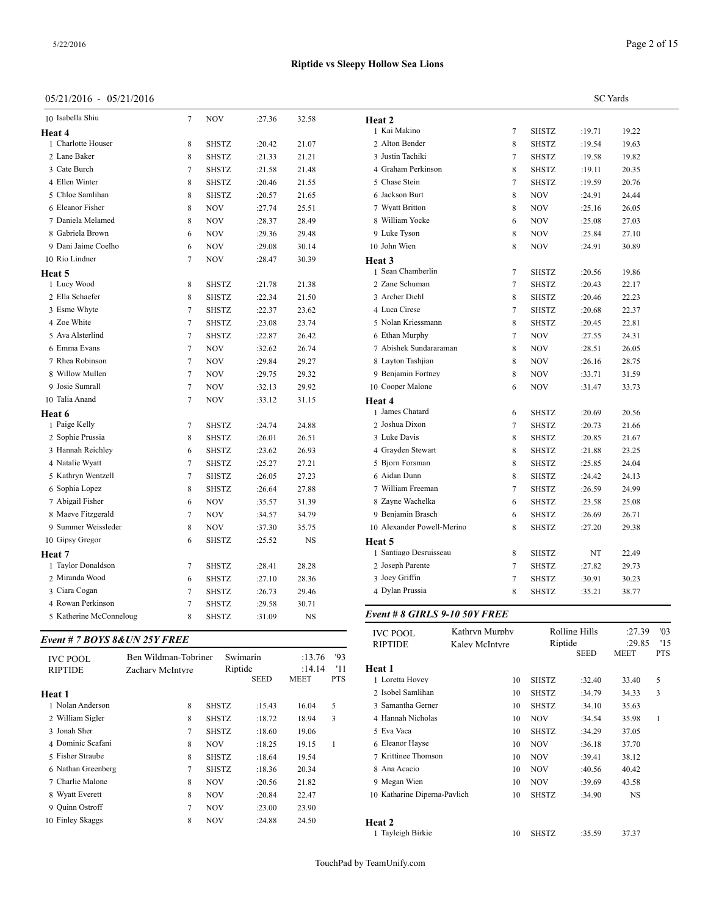Riptide vs Sleepy Hollow Sea Lions

05/21/2016 - 05/21/2016 SC Yards

| | Name | Age | Team | Seed | Finals | Pts |
|---|---|---|---|---|---|---|
| 10 | Isabella Shiu | 7 | NOV | :27.36 | 32.58 | |

**Heat 4**

| | Name | Age | Team | Seed | Finals |
|---|---|---|---|---|---|
| 1 | Charlotte Houser | 8 | SHSTZ | :20.42 | 21.07 |
| 2 | Lane Baker | 8 | SHSTZ | :21.33 | 21.21 |
| 3 | Cate Burch | 7 | SHSTZ | :21.58 | 21.48 |
| 4 | Ellen Winter | 8 | SHSTZ | :20.46 | 21.55 |
| 5 | Chloe Samlihan | 8 | SHSTZ | :20.57 | 21.65 |
| 6 | Eleanor Fisher | 8 | NOV | :27.74 | 25.51 |
| 7 | Daniela Melamed | 8 | NOV | :28.37 | 28.49 |
| 8 | Gabriela Brown | 6 | NOV | :29.36 | 29.48 |
| 9 | Dani Jaime Coelho | 6 | NOV | :29.08 | 30.14 |
| 10 | Rio Lindner | 7 | NOV | :28.47 | 30.39 |

**Heat 5**

| | Name | Age | Team | Seed | Finals |
|---|---|---|---|---|---|
| 1 | Lucy Wood | 8 | SHSTZ | :21.78 | 21.38 |
| 2 | Ella Schaefer | 8 | SHSTZ | :22.34 | 21.50 |
| 3 | Esme Whyte | 7 | SHSTZ | :22.37 | 23.62 |
| 4 | Zoe White | 7 | SHSTZ | :23.08 | 23.74 |
| 5 | Ava Alsterlind | 7 | SHSTZ | :22.87 | 26.42 |
| 6 | Emma Evans | 7 | NOV | :32.62 | 26.74 |
| 7 | Rhea Robinson | 7 | NOV | :29.84 | 29.27 |
| 8 | Willow Mullen | 7 | NOV | :29.75 | 29.32 |
| 9 | Josie Sumrall | 7 | NOV | :32.13 | 29.92 |
| 10 | Talia Anand | 7 | NOV | :33.12 | 31.15 |

**Heat 6**

| | Name | Age | Team | Seed | Finals |
|---|---|---|---|---|---|
| 1 | Paige Kelly | 7 | SHSTZ | :24.74 | 24.88 |
| 2 | Sophie Prussia | 8 | SHSTZ | :26.01 | 26.51 |
| 3 | Hannah Reichley | 6 | SHSTZ | :23.62 | 26.93 |
| 4 | Natalie Wyatt | 7 | SHSTZ | :25.27 | 27.21 |
| 5 | Kathryn Wentzell | 7 | SHSTZ | :26.05 | 27.23 |
| 6 | Sophia Lopez | 8 | SHSTZ | :26.64 | 27.88 |
| 7 | Abigail Fisher | 6 | NOV | :35.57 | 31.39 |
| 8 | Maeve Fitzgerald | 7 | NOV | :34.57 | 34.79 |
| 9 | Summer Weissleder | 8 | NOV | :37.30 | 35.75 |
| 10 | Gipsy Gregor | 6 | SHSTZ | :25.52 | NS |

**Heat 7**

| | Name | Age | Team | Seed | Finals |
|---|---|---|---|---|---|
| 1 | Taylor Donaldson | 7 | SHSTZ | :28.41 | 28.28 |
| 2 | Miranda Wood | 6 | SHSTZ | :27.10 | 28.36 |
| 3 | Ciara Cogan | 7 | SHSTZ | :26.73 | 29.46 |
| 4 | Rowan Perkinson | 7 | SHSTZ | :29.58 | 30.71 |
| 5 | Katherine McConneloug | 8 | SHSTZ | :31.09 | NS |

### Event # 7 BOYS 8&UN 25Y FREE

| IVC POOL | Ben Wildman-Tobriner | Swimarin | :13.76 | '93 |
|---|---|---|---|---|
| RIPTIDE | Zachary McIntyre | Riptide | :14.14 | '11 |

**Heat 1**

| | Name | Age | Team | Seed | Meet | Pts |
|---|---|---|---|---|---|---|
| 1 | Nolan Anderson | 8 | SHSTZ | :15.43 | 16.04 | 5 |
| 2 | William Sigler | 8 | SHSTZ | :18.72 | 18.94 | 3 |
| 3 | Jonah Sher | 7 | SHSTZ | :18.60 | 19.06 | |
| 4 | Dominic Scafani | 8 | NOV | :18.25 | 19.15 | 1 |
| 5 | Fisher Straube | 8 | SHSTZ | :18.64 | 19.54 | |
| 6 | Nathan Greenberg | 7 | SHSTZ | :18.36 | 20.34 | |
| 7 | Charlie Malone | 8 | NOV | :20.56 | 21.82 | |
| 8 | Wyatt Everett | 8 | NOV | :20.84 | 22.47 | |
| 9 | Quinn Ostroff | 7 | NOV | :23.00 | 23.90 | |
| 10 | Finley Skaggs | 8 | NOV | :24.88 | 24.50 | |

**Heat 2**

| | Name | Age | Team | Seed | Meet |
|---|---|---|---|---|---|
| 1 | Kai Makino | 7 | SHSTZ | :19.71 | 19.22 |
| 2 | Alton Bender | 8 | SHSTZ | :19.54 | 19.63 |
| 3 | Justin Tachiki | 7 | SHSTZ | :19.58 | 19.82 |
| 4 | Graham Perkinson | 8 | SHSTZ | :19.11 | 20.35 |
| 5 | Chase Stein | 7 | SHSTZ | :19.59 | 20.76 |
| 6 | Jackson Burt | 8 | NOV | :24.91 | 24.44 |
| 7 | Wyatt Britton | 8 | NOV | :25.16 | 26.05 |
| 8 | William Yocke | 6 | NOV | :25.08 | 27.03 |
| 9 | Luke Tyson | 8 | NOV | :25.84 | 27.10 |
| 10 | John Wien | 8 | NOV | :24.91 | 30.89 |

**Heat 3**

| | Name | Age | Team | Seed | Meet |
|---|---|---|---|---|---|
| 1 | Sean Chamberlin | 7 | SHSTZ | :20.56 | 19.86 |
| 2 | Zane Schuman | 7 | SHSTZ | :20.43 | 22.17 |
| 3 | Archer Diehl | 8 | SHSTZ | :20.46 | 22.23 |
| 4 | Luca Cirese | 7 | SHSTZ | :20.68 | 22.37 |
| 5 | Nolan Kriessmann | 8 | SHSTZ | :20.45 | 22.81 |
| 6 | Ethan Murphy | 7 | NOV | :27.55 | 24.31 |
| 7 | Abishek Sundararaman | 8 | NOV | :28.51 | 26.05 |
| 8 | Layton Tashjian | 8 | NOV | :26.16 | 28.75 |
| 9 | Benjamin Fortney | 8 | NOV | :33.71 | 31.59 |
| 10 | Cooper Malone | 6 | NOV | :31.47 | 33.73 |

**Heat 4**

| | Name | Age | Team | Seed | Meet |
|---|---|---|---|---|---|
| 1 | James Chatard | 6 | SHSTZ | :20.69 | 20.56 |
| 2 | Joshua Dixon | 7 | SHSTZ | :20.73 | 21.66 |
| 3 | Luke Davis | 8 | SHSTZ | :20.85 | 21.67 |
| 4 | Grayden Stewart | 8 | SHSTZ | :21.88 | 23.25 |
| 5 | Bjorn Forsman | 8 | SHSTZ | :25.85 | 24.04 |
| 6 | Aidan Dunn | 8 | SHSTZ | :24.42 | 24.13 |
| 7 | William Freeman | 7 | SHSTZ | :26.59 | 24.99 |
| 8 | Zayne Wachelka | 6 | SHSTZ | :23.58 | 25.08 |
| 9 | Benjamin Brasch | 6 | SHSTZ | :26.69 | 26.71 |
| 10 | Alexander Powell-Merino | 8 | SHSTZ | :27.20 | 29.38 |

**Heat 5**

| | Name | Age | Team | Seed | Meet |
|---|---|---|---|---|---|
| 1 | Santiago Desruisseau | 8 | SHSTZ | NT | 22.49 |
| 2 | Joseph Parente | 7 | SHSTZ | :27.82 | 29.73 |
| 3 | Joey Griffin | 7 | SHSTZ | :30.91 | 30.23 |
| 4 | Dylan Prussia | 8 | SHSTZ | :35.21 | 38.77 |

### Event # 8 GIRLS 9-10 50Y FREE

| IVC POOL | Kathryn Murphy | Rolling Hills | :27.39 | '03 |
|---|---|---|---|---|
| RIPTIDE | Kaley McIntyre | Riptide | :29.85 | '15 |

**Heat 1**

| | Name | Age | Team | Seed | Meet | Pts |
|---|---|---|---|---|---|---|
| 1 | Loretta Hovey | 10 | SHSTZ | :32.40 | 33.40 | 5 |
| 2 | Isobel Samlihan | 10 | SHSTZ | :34.79 | 34.33 | 3 |
| 3 | Samantha Gerner | 10 | SHSTZ | :34.10 | 35.63 | |
| 4 | Hannah Nicholas | 10 | NOV | :34.54 | 35.98 | 1 |
| 5 | Eva Vaca | 10 | SHSTZ | :34.29 | 37.05 | |
| 6 | Eleanor Hayse | 10 | NOV | :36.18 | 37.70 | |
| 7 | Krittinee Thomson | 10 | NOV | :39.41 | 38.12 | |
| 8 | Ana Acacio | 10 | NOV | :40.56 | 40.42 | |
| 9 | Megan Wien | 10 | NOV | :39.69 | 43.58 | |
| 10 | Katharine Diperna-Pavlich | 10 | SHSTZ | :34.90 | NS | |

**Heat 2**

| | Name | Age | Team | Seed | Meet |
|---|---|---|---|---|---|
| 1 | Tayleigh Birkie | 10 | SHSTZ | :35.59 | 37.37 |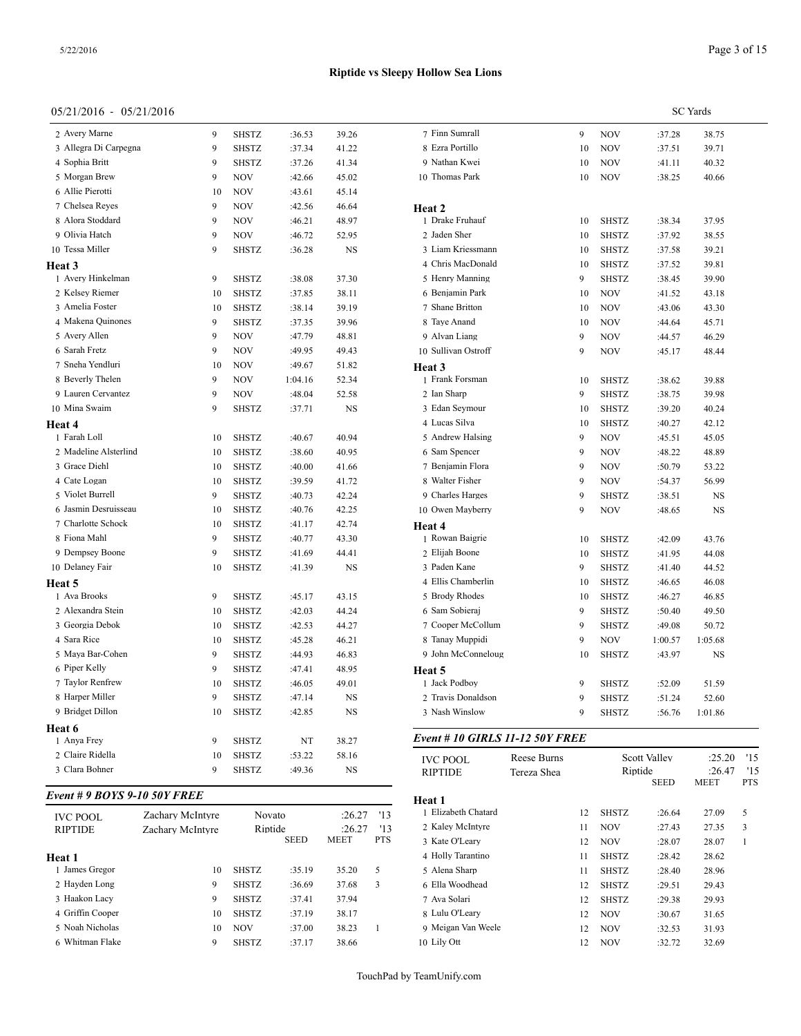**Riptide vs Sleepy Hollow Sea Lions**

05/21/2016 - 05/21/2016

SC Yards

| | Name | Age | Team | Seed | Meet | Pts |
|---|---|---|---|---|---|---|
| 2 | Avery Marne | 9 | SHSTZ | :36.53 | 39.26 | |
| 3 | Allegra Di Carpegna | 9 | SHSTZ | :37.34 | 41.22 | |
| 4 | Sophia Britt | 9 | SHSTZ | :37.26 | 41.34 | |
| 5 | Morgan Brew | 9 | NOV | :42.66 | 45.02 | |
| 6 | Allie Pierotti | 10 | NOV | :43.61 | 45.14 | |
| 7 | Chelsea Reyes | 9 | NOV | :42.56 | 46.64 | |
| 8 | Alora Stoddard | 9 | NOV | :46.21 | 48.97 | |
| 9 | Olivia Hatch | 9 | NOV | :46.72 | 52.95 | |
| 10 | Tessa Miller | 9 | SHSTZ | :36.28 | NS | |

**Heat 3**

| | Name | Age | Team | Seed | Meet | Pts |
|---|---|---|---|---|---|---|
| 1 | Avery Hinkelman | 9 | SHSTZ | :38.08 | 37.30 | |
| 2 | Kelsey Riemer | 10 | SHSTZ | :37.85 | 38.11 | |
| 3 | Amelia Foster | 10 | SHSTZ | :38.14 | 39.19 | |
| 4 | Makena Quinones | 9 | SHSTZ | :37.35 | 39.96 | |
| 5 | Avery Allen | 9 | NOV | :47.79 | 48.81 | |
| 6 | Sarah Fretz | 9 | NOV | :49.95 | 49.43 | |
| 7 | Sneha Yendluri | 10 | NOV | :49.67 | 51.82 | |
| 8 | Beverly Thelen | 9 | NOV | 1:04.16 | 52.34 | |
| 9 | Lauren Cervantez | 9 | NOV | :48.04 | 52.58 | |
| 10 | Mina Swaim | 9 | SHSTZ | :37.71 | NS | |

**Heat 4**

| | Name | Age | Team | Seed | Meet | Pts |
|---|---|---|---|---|---|---|
| 1 | Farah Loll | 10 | SHSTZ | :40.67 | 40.94 | |
| 2 | Madeline Alsterlind | 10 | SHSTZ | :38.60 | 40.95 | |
| 3 | Grace Diehl | 10 | SHSTZ | :40.00 | 41.66 | |
| 4 | Cate Logan | 10 | SHSTZ | :39.59 | 41.72 | |
| 5 | Violet Burrell | 9 | SHSTZ | :40.73 | 42.24 | |
| 6 | Jasmin Desruisseau | 10 | SHSTZ | :40.76 | 42.25 | |
| 7 | Charlotte Schock | 10 | SHSTZ | :41.17 | 42.74 | |
| 8 | Fiona Mahl | 9 | SHSTZ | :40.77 | 43.30 | |
| 9 | Dempsey Boone | 9 | SHSTZ | :41.69 | 44.41 | |
| 10 | Delaney Fair | 10 | SHSTZ | :41.39 | NS | |

**Heat 5**

| | Name | Age | Team | Seed | Meet | Pts |
|---|---|---|---|---|---|---|
| 1 | Ava Brooks | 9 | SHSTZ | :45.17 | 43.15 | |
| 2 | Alexandra Stein | 10 | SHSTZ | :42.03 | 44.24 | |
| 3 | Georgia Debok | 10 | SHSTZ | :42.53 | 44.27 | |
| 4 | Sara Rice | 10 | SHSTZ | :45.28 | 46.21 | |
| 5 | Maya Bar-Cohen | 9 | SHSTZ | :44.93 | 46.83 | |
| 6 | Piper Kelly | 9 | SHSTZ | :47.41 | 48.95 | |
| 7 | Taylor Renfrew | 10 | SHSTZ | :46.05 | 49.01 | |
| 8 | Harper Miller | 9 | SHSTZ | :47.14 | NS | |
| 9 | Bridget Dillon | 10 | SHSTZ | :42.85 | NS | |

**Heat 6**

| | Name | Age | Team | Seed | Meet | Pts |
|---|---|---|---|---|---|---|
| 1 | Anya Frey | 9 | SHSTZ | NT | 38.27 | |
| 2 | Claire Ridella | 10 | SHSTZ | :53.22 | 58.16 | |
| 3 | Clara Bohner | 9 | SHSTZ | :49.36 | NS | |

### *Event # 9 BOYS 9-10 50Y FREE*

| Record | Holder | Location | Time | Year |
|---|---|---|---|---|
| IVC POOL | Zachary McIntyre | Novato | :26.27 | '13 |
| RIPTIDE | Zachary McIntyre | Riptide | :26.27 | '13 |

**Heat 1**

| | Name | Age | Team | Seed | Meet | Pts |
|---|---|---|---|---|---|---|
| 1 | James Gregor | 10 | SHSTZ | :35.19 | 35.20 | 5 |
| 2 | Hayden Long | 9 | SHSTZ | :36.69 | 37.68 | 3 |
| 3 | Haakon Lacy | 9 | SHSTZ | :37.41 | 37.94 | |
| 4 | Griffin Cooper | 10 | SHSTZ | :37.19 | 38.17 | |
| 5 | Noah Nicholas | 10 | NOV | :37.00 | 38.23 | 1 |
| 6 | Whitman Flake | 9 | SHSTZ | :37.17 | 38.66 | |
| 7 | Finn Sumrall | 9 | NOV | :37.28 | 38.75 | |
| 8 | Ezra Portillo | 10 | NOV | :37.51 | 39.71 | |
| 9 | Nathan Kwei | 10 | NOV | :41.11 | 40.32 | |
| 10 | Thomas Park | 10 | NOV | :38.25 | 40.66 | |

**Heat 2**

| | Name | Age | Team | Seed | Meet | Pts |
|---|---|---|---|---|---|---|
| 1 | Drake Fruhauf | 10 | SHSTZ | :38.34 | 37.95 | |
| 2 | Jaden Sher | 10 | SHSTZ | :37.92 | 38.55 | |
| 3 | Liam Kriessmann | 10 | SHSTZ | :37.58 | 39.21 | |
| 4 | Chris MacDonald | 10 | SHSTZ | :37.52 | 39.81 | |
| 5 | Henry Manning | 9 | SHSTZ | :38.45 | 39.90 | |
| 6 | Benjamin Park | 10 | NOV | :41.52 | 43.18 | |
| 7 | Shane Britton | 10 | NOV | :43.06 | 43.30 | |
| 8 | Taye Anand | 10 | NOV | :44.64 | 45.71 | |
| 9 | Alvan Liang | 9 | NOV | :44.57 | 46.29 | |
| 10 | Sullivan Ostroff | 9 | NOV | :45.17 | 48.44 | |

**Heat 3**

| | Name | Age | Team | Seed | Meet | Pts |
|---|---|---|---|---|---|---|
| 1 | Frank Forsman | 10 | SHSTZ | :38.62 | 39.88 | |
| 2 | Ian Sharp | 9 | SHSTZ | :38.75 | 39.98 | |
| 3 | Edan Seymour | 10 | SHSTZ | :39.20 | 40.24 | |
| 4 | Lucas Silva | 10 | SHSTZ | :40.27 | 42.12 | |
| 5 | Andrew Halsing | 9 | NOV | :45.51 | 45.05 | |
| 6 | Sam Spencer | 9 | NOV | :48.22 | 48.89 | |
| 7 | Benjamin Flora | 9 | NOV | :50.79 | 53.22 | |
| 8 | Walter Fisher | 9 | NOV | :54.37 | 56.99 | |
| 9 | Charles Harges | 9 | SHSTZ | :38.51 | NS | |
| 10 | Owen Mayberry | 9 | NOV | :48.65 | NS | |

**Heat 4**

| | Name | Age | Team | Seed | Meet | Pts |
|---|---|---|---|---|---|---|
| 1 | Rowan Baigrie | 10 | SHSTZ | :42.09 | 43.76 | |
| 2 | Elijah Boone | 10 | SHSTZ | :41.95 | 44.08 | |
| 3 | Paden Kane | 9 | SHSTZ | :41.40 | 44.52 | |
| 4 | Ellis Chamberlin | 10 | SHSTZ | :46.65 | 46.08 | |
| 5 | Brody Rhodes | 10 | SHSTZ | :46.27 | 46.85 | |
| 6 | Sam Sobieraj | 9 | SHSTZ | :50.40 | 49.50 | |
| 7 | Cooper McCollum | 9 | SHSTZ | :49.08 | 50.72 | |
| 8 | Tanay Muppidi | 9 | NOV | 1:00.57 | 1:05.68 | |
| 9 | John McConneloug | 10 | SHSTZ | :43.97 | NS | |

**Heat 5**

| | Name | Age | Team | Seed | Meet | Pts |
|---|---|---|---|---|---|---|
| 1 | Jack Podboy | 9 | SHSTZ | :52.09 | 51.59 | |
| 2 | Travis Donaldson | 9 | SHSTZ | :51.24 | 52.60 | |
| 3 | Nash Winslow | 9 | SHSTZ | :56.76 | 1:01.86 | |

### *Event # 10 GIRLS 11-12 50Y FREE*

| Record | Holder | Location | Time | Year |
|---|---|---|---|---|
| IVC POOL | Reese Burns | Scott Valley | :25.20 | '15 |
| RIPTIDE | Tereza Shea | Riptide | :26.47 | '15 |

**Heat 1**

| | Name | Age | Team | Seed | Meet | Pts |
|---|---|---|---|---|---|---|
| 1 | Elizabeth Chatard | 12 | SHSTZ | :26.64 | 27.09 | 5 |
| 2 | Kaley McIntyre | 11 | NOV | :27.43 | 27.35 | 3 |
| 3 | Kate O'Leary | 12 | NOV | :28.07 | 28.07 | 1 |
| 4 | Holly Tarantino | 11 | SHSTZ | :28.42 | 28.62 | |
| 5 | Alena Sharp | 11 | SHSTZ | :28.40 | 28.96 | |
| 6 | Ella Woodhead | 12 | SHSTZ | :29.51 | 29.43 | |
| 7 | Ava Solari | 12 | SHSTZ | :29.38 | 29.93 | |
| 8 | Lulu O'Leary | 12 | NOV | :30.67 | 31.65 | |
| 9 | Meigan Van Weele | 12 | NOV | :32.53 | 31.93 | |
| 10 | Lily Ott | 12 | NOV | :32.72 | 32.69 | |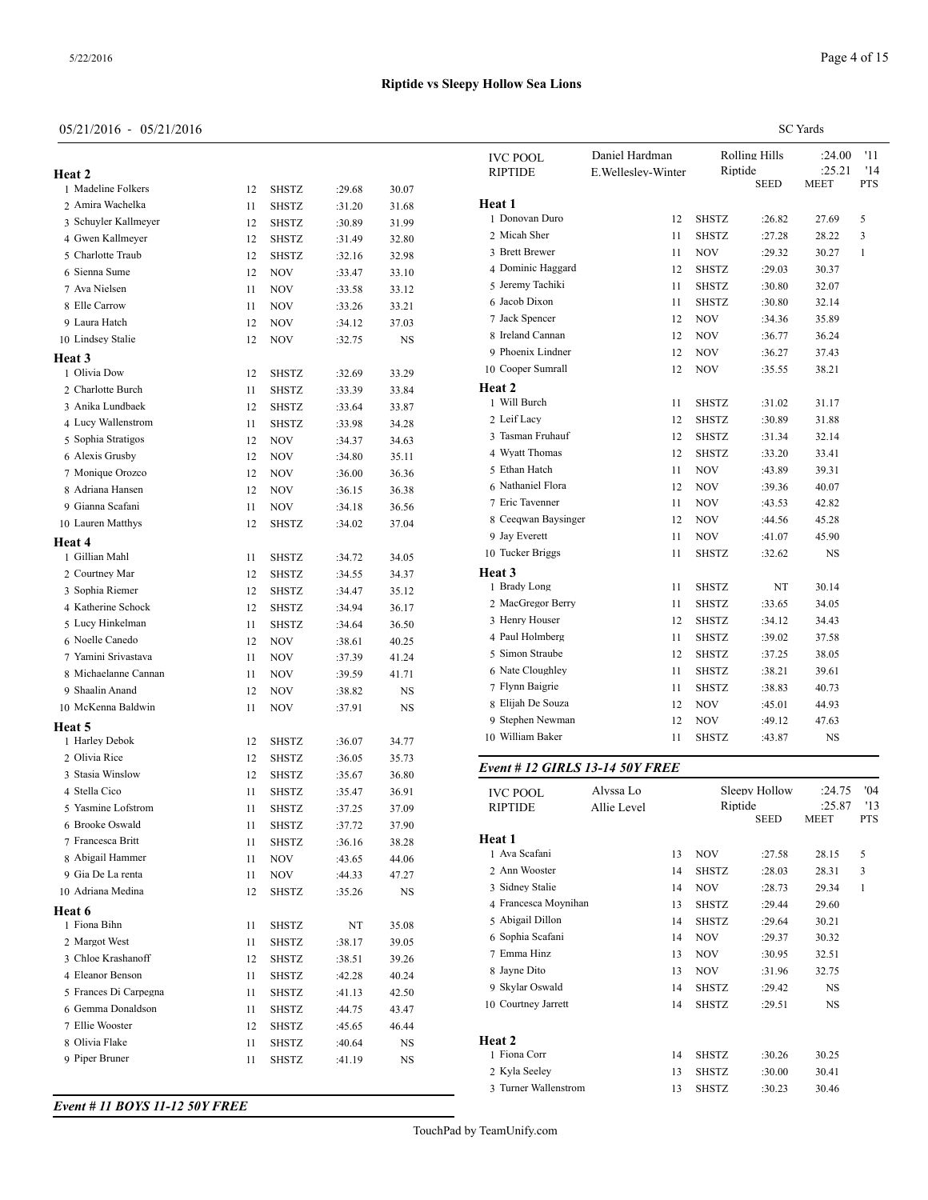**Riptide vs Sleepy Hollow Sea Lions**

05/21/2016 - 05/21/2016

SC Yards

### Heat 2

| | Name | Age | Team | Seed | Time |
|---|---|---|---|---|---|
| 1 | Madeline Folkers | 12 | SHSTZ | :29.68 | 30.07 |
| 2 | Amira Wachelka | 11 | SHSTZ | :31.20 | 31.68 |
| 3 | Schuyler Kallmeyer | 12 | SHSTZ | :30.89 | 31.99 |
| 4 | Gwen Kallmeyer | 12 | SHSTZ | :31.49 | 32.80 |
| 5 | Charlotte Traub | 12 | SHSTZ | :32.16 | 32.98 |
| 6 | Sienna Sume | 12 | NOV | :33.47 | 33.10 |
| 7 | Ava Nielsen | 11 | NOV | :33.58 | 33.12 |
| 8 | Elle Carrow | 11 | NOV | :33.26 | 33.21 |
| 9 | Laura Hatch | 12 | NOV | :34.12 | 37.03 |
| 10 | Lindsey Stalie | 12 | NOV | :32.75 | NS |

### Heat 3

| | Name | Age | Team | Seed | Time |
|---|---|---|---|---|---|
| 1 | Olivia Dow | 12 | SHSTZ | :32.69 | 33.29 |
| 2 | Charlotte Burch | 11 | SHSTZ | :33.39 | 33.84 |
| 3 | Anika Lundbaek | 12 | SHSTZ | :33.64 | 33.87 |
| 4 | Lucy Wallenstrom | 11 | SHSTZ | :33.98 | 34.28 |
| 5 | Sophia Stratigos | 12 | NOV | :34.37 | 34.63 |
| 6 | Alexis Grusby | 12 | NOV | :34.80 | 35.11 |
| 7 | Monique Orozco | 12 | NOV | :36.00 | 36.36 |
| 8 | Adriana Hansen | 12 | NOV | :36.15 | 36.38 |
| 9 | Gianna Scafani | 11 | NOV | :34.18 | 36.56 |
| 10 | Lauren Matthys | 12 | SHSTZ | :34.02 | 37.04 |

### Heat 4

| | Name | Age | Team | Seed | Time |
|---|---|---|---|---|---|
| 1 | Gillian Mahl | 11 | SHSTZ | :34.72 | 34.05 |
| 2 | Courtney Mar | 12 | SHSTZ | :34.55 | 34.37 |
| 3 | Sophia Riemer | 12 | SHSTZ | :34.47 | 35.12 |
| 4 | Katherine Schock | 12 | SHSTZ | :34.94 | 36.17 |
| 5 | Lucy Hinkelman | 11 | SHSTZ | :34.64 | 36.50 |
| 6 | Noelle Canedo | 12 | NOV | :38.61 | 40.25 |
| 7 | Yamini Srivastava | 11 | NOV | :37.39 | 41.24 |
| 8 | Michaelanne Cannan | 11 | NOV | :39.59 | 41.71 |
| 9 | Shaalin Anand | 12 | NOV | :38.82 | NS |
| 10 | McKenna Baldwin | 11 | NOV | :37.91 | NS |

### Heat 5

| | Name | Age | Team | Seed | Time |
|---|---|---|---|---|---|
| 1 | Harley Debok | 12 | SHSTZ | :36.07 | 34.77 |
| 2 | Olivia Rice | 12 | SHSTZ | :36.05 | 35.73 |
| 3 | Stasia Winslow | 12 | SHSTZ | :35.67 | 36.80 |
| 4 | Stella Cico | 11 | SHSTZ | :35.47 | 36.91 |
| 5 | Yasmine Lofstrom | 11 | SHSTZ | :37.25 | 37.09 |
| 6 | Brooke Oswald | 11 | SHSTZ | :37.72 | 37.90 |
| 7 | Francesca Britt | 11 | SHSTZ | :36.16 | 38.28 |
| 8 | Abigail Hammer | 11 | NOV | :43.65 | 44.06 |
| 9 | Gia De La renta | 11 | NOV | :44.33 | 47.27 |
| 10 | Adriana Medina | 12 | SHSTZ | :35.26 | NS |

### Heat 6

| | Name | Age | Team | Seed | Time |
|---|---|---|---|---|---|
| 1 | Fiona Bihn | 11 | SHSTZ | NT | 35.08 |
| 2 | Margot West | 11 | SHSTZ | :38.17 | 39.05 |
| 3 | Chloe Krashanoff | 12 | SHSTZ | :38.51 | 39.26 |
| 4 | Eleanor Benson | 11 | SHSTZ | :42.28 | 40.24 |
| 5 | Frances Di Carpegna | 11 | SHSTZ | :41.13 | 42.50 |
| 6 | Gemma Donaldson | 11 | SHSTZ | :44.75 | 43.47 |
| 7 | Ellie Wooster | 12 | SHSTZ | :45.65 | 46.44 |
| 8 | Olivia Flake | 11 | SHSTZ | :40.64 | NS |
| 9 | Piper Bruner | 11 | SHSTZ | :41.19 | NS |

## *Event # 11 BOYS 11-12 50Y FREE*

| | | | | |
|---|---|---|---|---|
| IVC POOL | Daniel Hardman | Rolling Hills | :24.00 | '11 |
| RIPTIDE | E.Wellesley-Winter | Riptide | :25.21 | '14 |

### Heat 1

| | Name | Age | Team | Seed | Meet | Pts |
|---|---|---|---|---|---|---|
| 1 | Donovan Duro | 12 | SHSTZ | :26.82 | 27.69 | 5 |
| 2 | Micah Sher | 11 | SHSTZ | :27.28 | 28.22 | 3 |
| 3 | Brett Brewer | 11 | NOV | :29.32 | 30.27 | 1 |
| 4 | Dominic Haggard | 12 | SHSTZ | :29.03 | 30.37 | |
| 5 | Jeremy Tachiki | 11 | SHSTZ | :30.80 | 32.07 | |
| 6 | Jacob Dixon | 11 | SHSTZ | :30.80 | 32.14 | |
| 7 | Jack Spencer | 12 | NOV | :34.36 | 35.89 | |
| 8 | Ireland Cannan | 12 | NOV | :36.77 | 36.24 | |
| 9 | Phoenix Lindner | 12 | NOV | :36.27 | 37.43 | |
| 10 | Cooper Sumrall | 12 | NOV | :35.55 | 38.21 | |

### Heat 2

| | Name | Age | Team | Seed | Meet |
|---|---|---|---|---|---|
| 1 | Will Burch | 11 | SHSTZ | :31.02 | 31.17 |
| 2 | Leif Lacy | 12 | SHSTZ | :30.89 | 31.88 |
| 3 | Tasman Fruhauf | 12 | SHSTZ | :31.34 | 32.14 |
| 4 | Wyatt Thomas | 12 | SHSTZ | :33.20 | 33.41 |
| 5 | Ethan Hatch | 11 | NOV | :43.89 | 39.31 |
| 6 | Nathaniel Flora | 12 | NOV | :39.36 | 40.07 |
| 7 | Eric Tavenner | 11 | NOV | :43.53 | 42.82 |
| 8 | Ceeqwan Baysinger | 12 | NOV | :44.56 | 45.28 |
| 9 | Jay Everett | 11 | NOV | :41.07 | 45.90 |
| 10 | Tucker Briggs | 11 | SHSTZ | :32.62 | NS |

### Heat 3

| | Name | Age | Team | Seed | Meet |
|---|---|---|---|---|---|
| 1 | Brady Long | 11 | SHSTZ | NT | 30.14 |
| 2 | MacGregor Berry | 11 | SHSTZ | :33.65 | 34.05 |
| 3 | Henry Houser | 12 | SHSTZ | :34.12 | 34.43 |
| 4 | Paul Holmberg | 11 | SHSTZ | :39.02 | 37.58 |
| 5 | Simon Straube | 12 | SHSTZ | :37.25 | 38.05 |
| 6 | Nate Cloughley | 11 | SHSTZ | :38.21 | 39.61 |
| 7 | Flynn Baigrie | 11 | SHSTZ | :38.83 | 40.73 |
| 8 | Elijah De Souza | 12 | NOV | :45.01 | 44.93 |
| 9 | Stephen Newman | 12 | NOV | :49.12 | 47.63 |
| 10 | William Baker | 11 | SHSTZ | :43.87 | NS |

## *Event # 12 GIRLS 13-14 50Y FREE*

| | | | | |
|---|---|---|---|---|
| IVC POOL | Alyssa Lo | Sleepy Hollow | :24.75 | '04 |
| RIPTIDE | Allie Level | Riptide | :25.87 | '13 |

### Heat 1

| | Name | Age | Team | Seed | Meet | Pts |
|---|---|---|---|---|---|---|
| 1 | Ava Scafani | 13 | NOV | :27.58 | 28.15 | 5 |
| 2 | Ann Wooster | 14 | SHSTZ | :28.03 | 28.31 | 3 |
| 3 | Sidney Stalie | 14 | NOV | :28.73 | 29.34 | 1 |
| 4 | Francesca Moynihan | 13 | SHSTZ | :29.44 | 29.60 | |
| 5 | Abigail Dillon | 14 | SHSTZ | :29.64 | 30.21 | |
| 6 | Sophia Scafani | 14 | NOV | :29.37 | 30.32 | |
| 7 | Emma Hinz | 13 | NOV | :30.95 | 32.51 | |
| 8 | Jayne Dito | 13 | NOV | :31.96 | 32.75 | |
| 9 | Skylar Oswald | 14 | SHSTZ | :29.42 | NS | |
| 10 | Courtney Jarrett | 14 | SHSTZ | :29.51 | NS | |

### Heat 2

| | Name | Age | Team | Seed | Meet |
|---|---|---|---|---|---|
| 1 | Fiona Corr | 14 | SHSTZ | :30.26 | 30.25 |
| 2 | Kyla Seeley | 13 | SHSTZ | :30.00 | 30.41 |
| 3 | Turner Wallenstrom | 13 | SHSTZ | :30.23 | 30.46 |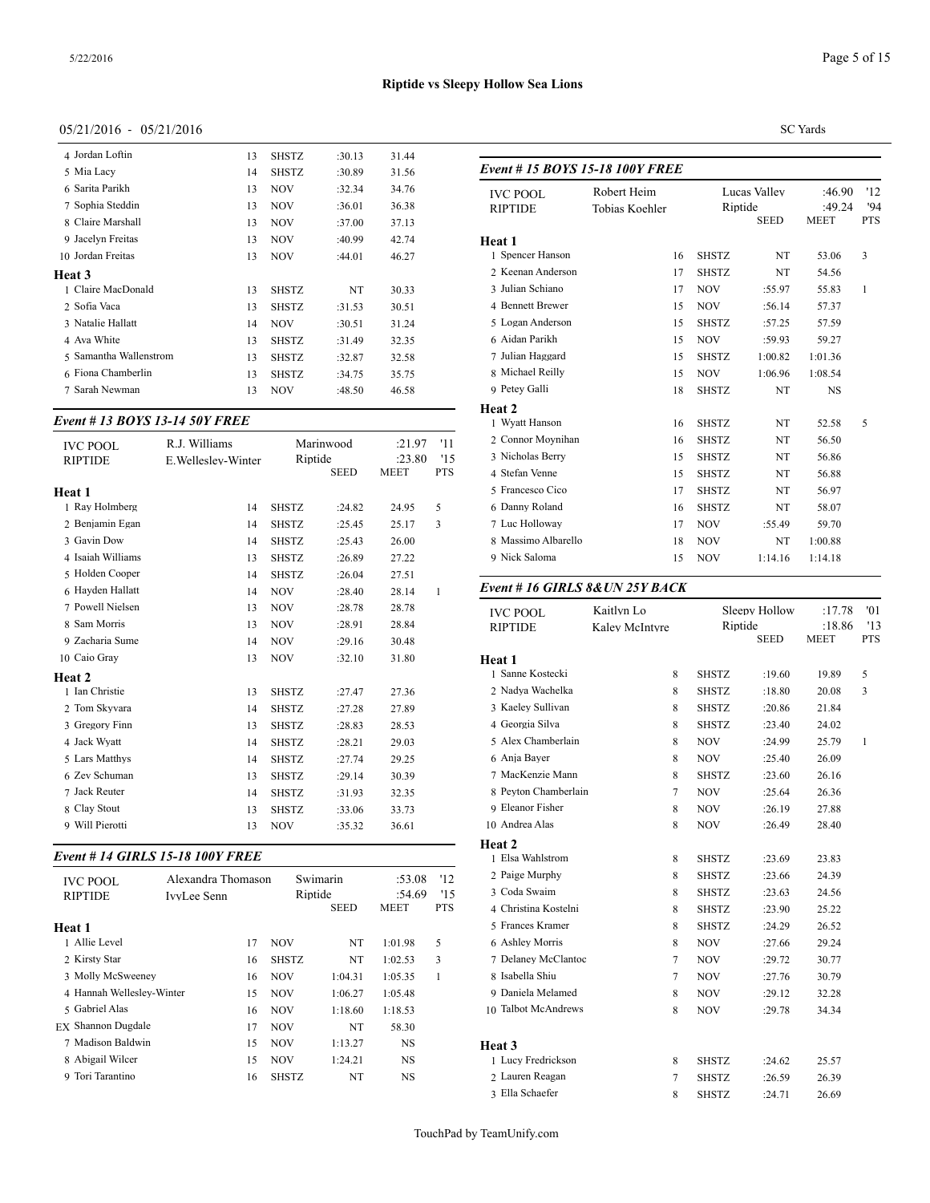Riptide vs Sleepy Hollow Sea Lions

05/21/2016 - 05/21/2016

SC Yards

| | Name | Age | Team | Seed | Meet | Pts |
|---|---|---|---|---|---|---|
| 4 | Jordan Loftin | 13 | SHSTZ | :30.13 | 31.44 | |
| 5 | Mia Lacy | 14 | SHSTZ | :30.89 | 31.56 | |
| 6 | Sarita Parikh | 13 | NOV | :32.34 | 34.76 | |
| 7 | Sophia Steddin | 13 | NOV | :36.01 | 36.38 | |
| 8 | Claire Marshall | 13 | NOV | :37.00 | 37.13 | |
| 9 | Jacelyn Freitas | 13 | NOV | :40.99 | 42.74 | |
| 10 | Jordan Freitas | 13 | NOV | :44.01 | 46.27 | |

**Heat 3**

| | Name | Age | Team | Seed | Meet | Pts |
|---|---|---|---|---|---|---|
| 1 | Claire MacDonald | 13 | SHSTZ | NT | 30.33 | |
| 2 | Sofia Vaca | 13 | SHSTZ | :31.53 | 30.51 | |
| 3 | Natalie Hallatt | 14 | NOV | :30.51 | 31.24 | |
| 4 | Ava White | 13 | SHSTZ | :31.49 | 32.35 | |
| 5 | Samantha Wallenstrom | 13 | SHSTZ | :32.87 | 32.58 | |
| 6 | Fiona Chamberlin | 13 | SHSTZ | :34.75 | 35.75 | |
| 7 | Sarah Newman | 13 | NOV | :48.50 | 46.58 | |

## Event # 13 BOYS 13-14 50Y FREE

| | | | | |
|---|---|---|---|---|
| IVC POOL | R.J. Williams | Marinwood | :21.97 | '11 |
| RIPTIDE | E.Wellesley-Winter | Riptide | :23.80 | '15 |

**Heat 1**

| | Name | Age | Team | Seed | Meet | Pts |
|---|---|---|---|---|---|---|
| 1 | Ray Holmberg | 14 | SHSTZ | :24.82 | 24.95 | 5 |
| 2 | Benjamin Egan | 14 | SHSTZ | :25.45 | 25.17 | 3 |
| 3 | Gavin Dow | 14 | SHSTZ | :25.43 | 26.00 | |
| 4 | Isaiah Williams | 13 | SHSTZ | :26.89 | 27.22 | |
| 5 | Holden Cooper | 14 | SHSTZ | :26.04 | 27.51 | |
| 6 | Hayden Hallatt | 14 | NOV | :28.40 | 28.14 | 1 |
| 7 | Powell Nielsen | 13 | NOV | :28.78 | 28.78 | |
| 8 | Sam Morris | 13 | NOV | :28.91 | 28.84 | |
| 9 | Zacharia Sume | 14 | NOV | :29.16 | 30.48 | |
| 10 | Caio Gray | 13 | NOV | :32.10 | 31.80 | |

**Heat 2**

| | Name | Age | Team | Seed | Meet | Pts |
|---|---|---|---|---|---|---|
| 1 | Ian Christie | 13 | SHSTZ | :27.47 | 27.36 | |
| 2 | Tom Skyvara | 14 | SHSTZ | :27.28 | 27.89 | |
| 3 | Gregory Finn | 13 | SHSTZ | :28.83 | 28.53 | |
| 4 | Jack Wyatt | 14 | SHSTZ | :28.21 | 29.03 | |
| 5 | Lars Matthys | 14 | SHSTZ | :27.74 | 29.25 | |
| 6 | Zev Schuman | 13 | SHSTZ | :29.14 | 30.39 | |
| 7 | Jack Reuter | 14 | SHSTZ | :31.93 | 32.35 | |
| 8 | Clay Stout | 13 | SHSTZ | :33.06 | 33.73 | |
| 9 | Will Pierotti | 13 | NOV | :35.32 | 36.61 | |

## Event # 14 GIRLS 15-18 100Y FREE

| | | | | |
|---|---|---|---|---|
| IVC POOL | Alexandra Thomason | Swimarin | :53.08 | '12 |
| RIPTIDE | IvyLee Senn | Riptide | :54.69 | '15 |

**Heat 1**

| | Name | Age | Team | Seed | Meet | Pts |
|---|---|---|---|---|---|---|
| 1 | Allie Level | 17 | NOV | NT | 1:01.98 | 5 |
| 2 | Kirsty Star | 16 | SHSTZ | NT | 1:02.53 | 3 |
| 3 | Molly McSweeney | 16 | NOV | 1:04.31 | 1:05.35 | 1 |
| 4 | Hannah Wellesley-Winter | 15 | NOV | 1:06.27 | 1:05.48 | |
| 5 | Gabriel Alas | 16 | NOV | 1:18.60 | 1:18.53 | |
| EX | Shannon Dugdale | 17 | NOV | NT | 58.30 | |
| 7 | Madison Baldwin | 15 | NOV | 1:13.27 | NS | |
| 8 | Abigail Wilcer | 15 | NOV | 1:24.21 | NS | |
| 9 | Tori Tarantino | 16 | SHSTZ | NT | NS | |

## Event # 15 BOYS 15-18 100Y FREE

| | | | | |
|---|---|---|---|---|
| IVC POOL | Robert Heim | Lucas Valley | :46.90 | '12 |
| RIPTIDE | Tobias Koehler | Riptide | :49.24 | '94 |

**Heat 1**

| | Name | Age | Team | Seed | Meet | Pts |
|---|---|---|---|---|---|---|
| 1 | Spencer Hanson | 16 | SHSTZ | NT | 53.06 | 3 |
| 2 | Keenan Anderson | 17 | SHSTZ | NT | 54.56 | |
| 3 | Julian Schiano | 17 | NOV | :55.97 | 55.83 | 1 |
| 4 | Bennett Brewer | 15 | NOV | :56.14 | 57.37 | |
| 5 | Logan Anderson | 15 | SHSTZ | :57.25 | 57.59 | |
| 6 | Aidan Parikh | 15 | NOV | :59.93 | 59.27 | |
| 7 | Julian Haggard | 15 | SHSTZ | 1:00.82 | 1:01.36 | |
| 8 | Michael Reilly | 15 | NOV | 1:06.96 | 1:08.54 | |
| 9 | Petey Galli | 18 | SHSTZ | NT | NS | |

**Heat 2**

| | Name | Age | Team | Seed | Meet | Pts |
|---|---|---|---|---|---|---|
| 1 | Wyatt Hanson | 16 | SHSTZ | NT | 52.58 | 5 |
| 2 | Connor Moynihan | 16 | SHSTZ | NT | 56.50 | |
| 3 | Nicholas Berry | 15 | SHSTZ | NT | 56.86 | |
| 4 | Stefan Venne | 15 | SHSTZ | NT | 56.88 | |
| 5 | Francesco Cico | 17 | SHSTZ | NT | 56.97 | |
| 6 | Danny Roland | 16 | SHSTZ | NT | 58.07 | |
| 7 | Luc Holloway | 17 | NOV | :55.49 | 59.70 | |
| 8 | Massimo Albarello | 18 | NOV | NT | 1:00.88 | |
| 9 | Nick Saloma | 15 | NOV | 1:14.16 | 1:14.18 | |

## Event # 16 GIRLS 8&UN 25Y BACK

| | | | | |
|---|---|---|---|---|
| IVC POOL | Kaitlyn Lo | Sleepy Hollow | :17.78 | '01 |
| RIPTIDE | Kaley McIntyre | Riptide | :18.86 | '13 |

**Heat 1**

| | Name | Age | Team | Seed | Meet | Pts |
|---|---|---|---|---|---|---|
| 1 | Sanne Kostecki | 8 | SHSTZ | :19.60 | 19.89 | 5 |
| 2 | Nadya Wachelka | 8 | SHSTZ | :18.80 | 20.08 | 3 |
| 3 | Kaeley Sullivan | 8 | SHSTZ | :20.86 | 21.84 | |
| 4 | Georgia Silva | 8 | SHSTZ | :23.40 | 24.02 | |
| 5 | Alex Chamberlain | 8 | NOV | :24.99 | 25.79 | 1 |
| 6 | Anja Bayer | 8 | NOV | :25.40 | 26.09 | |
| 7 | MacKenzie Mann | 8 | SHSTZ | :23.60 | 26.16 | |
| 8 | Peyton Chamberlain | 7 | NOV | :25.64 | 26.36 | |
| 9 | Eleanor Fisher | 8 | NOV | :26.19 | 27.88 | |
| 10 | Andrea Alas | 8 | NOV | :26.49 | 28.40 | |

**Heat 2**

| | Name | Age | Team | Seed | Meet | Pts |
|---|---|---|---|---|---|---|
| 1 | Elsa Wahlstrom | 8 | SHSTZ | :23.69 | 23.83 | |
| 2 | Paige Murphy | 8 | SHSTZ | :23.66 | 24.39 | |
| 3 | Coda Swaim | 8 | SHSTZ | :23.63 | 24.56 | |
| 4 | Christina Kostelni | 8 | SHSTZ | :23.90 | 25.22 | |
| 5 | Frances Kramer | 8 | SHSTZ | :24.29 | 26.52 | |
| 6 | Ashley Morris | 8 | NOV | :27.66 | 29.24 | |
| 7 | Delaney McClantoc | 7 | NOV | :29.72 | 30.77 | |
| 8 | Isabella Shiu | 7 | NOV | :27.76 | 30.79 | |
| 9 | Daniela Melamed | 8 | NOV | :29.12 | 32.28 | |
| 10 | Talbot McAndrews | 8 | NOV | :29.78 | 34.34 | |

**Heat 3**

| | Name | Age | Team | Seed | Meet | Pts |
|---|---|---|---|---|---|---|
| 1 | Lucy Fredrickson | 8 | SHSTZ | :24.62 | 25.57 | |
| 2 | Lauren Reagan | 7 | SHSTZ | :26.59 | 26.39 | |
| 3 | Ella Schaefer | 8 | SHSTZ | :24.71 | 26.69 | |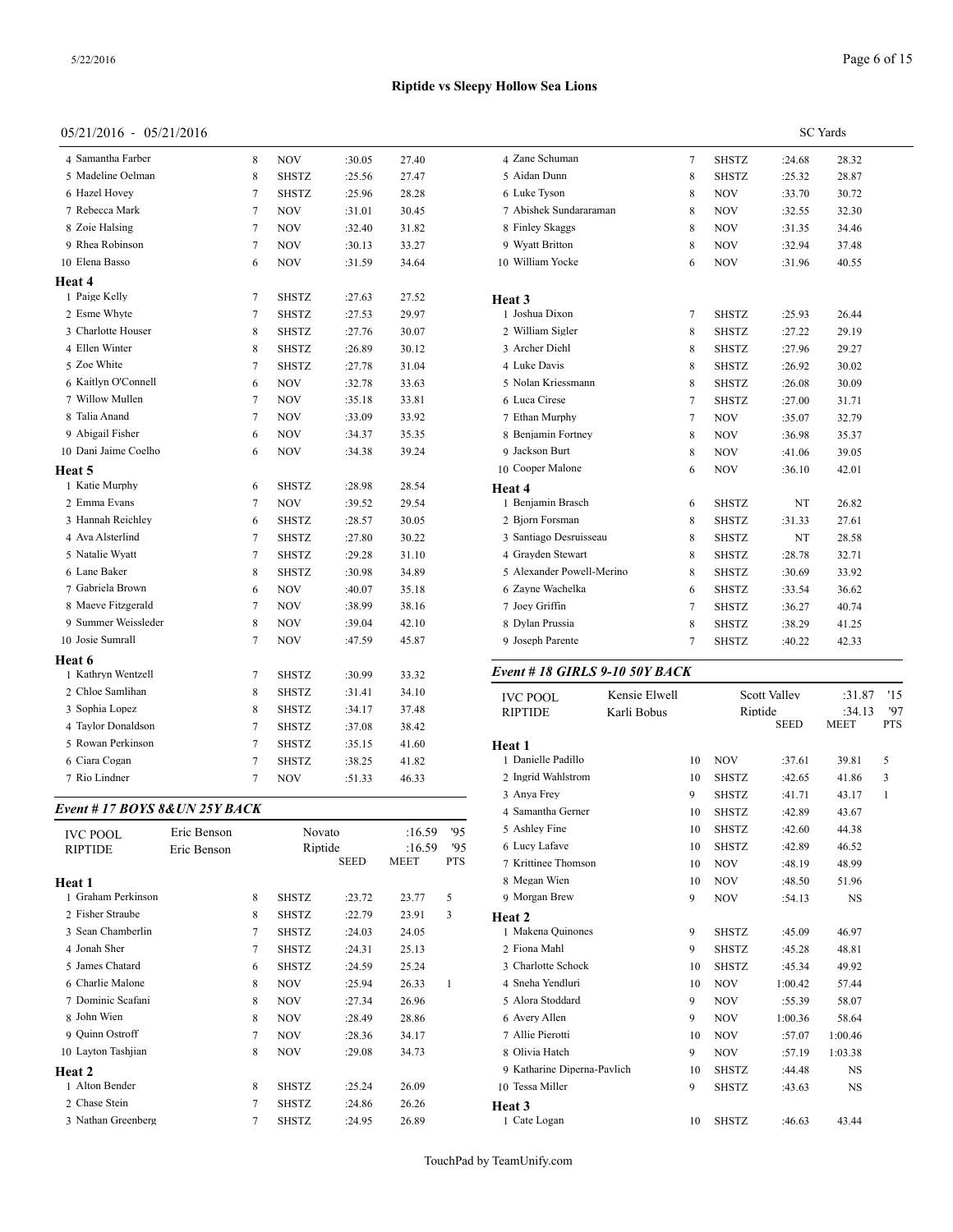# Riptide vs Sleepy Hollow Sea Lions

05/21/2016 - 05/21/2016

SC Yards

| | | Age | Team | Seed | Meet | Pts |
|---|---|---|---|---|---|---|
| 4 | Samantha Farber | 8 | NOV | :30.05 | 27.40 | |
| 5 | Madeline Oelman | 8 | SHSTZ | :25.56 | 27.47 | |
| 6 | Hazel Hovey | 7 | SHSTZ | :25.96 | 28.28 | |
| 7 | Rebecca Mark | 7 | NOV | :31.01 | 30.45 | |
| 8 | Zoie Halsing | 7 | NOV | :32.40 | 31.82 | |
| 9 | Rhea Robinson | 7 | NOV | :30.13 | 33.27 | |
| 10 | Elena Basso | 6 | NOV | :31.59 | 34.64 | |
| **Heat 4** | | | | | | |
| 1 | Paige Kelly | 7 | SHSTZ | :27.63 | 27.52 | |
| 2 | Esme Whyte | 7 | SHSTZ | :27.53 | 29.97 | |
| 3 | Charlotte Houser | 8 | SHSTZ | :27.76 | 30.07 | |
| 4 | Ellen Winter | 8 | SHSTZ | :26.89 | 30.12 | |
| 5 | Zoe White | 7 | SHSTZ | :27.78 | 31.04 | |
| 6 | Kaitlyn O'Connell | 6 | NOV | :32.78 | 33.63 | |
| 7 | Willow Mullen | 7 | NOV | :35.18 | 33.81 | |
| 8 | Talia Anand | 7 | NOV | :33.09 | 33.92 | |
| 9 | Abigail Fisher | 6 | NOV | :34.37 | 35.35 | |
| 10 | Dani Jaime Coelho | 6 | NOV | :34.38 | 39.24 | |
| **Heat 5** | | | | | | |
| 1 | Katie Murphy | 6 | SHSTZ | :28.98 | 28.54 | |
| 2 | Emma Evans | 7 | NOV | :39.52 | 29.54 | |
| 3 | Hannah Reichley | 6 | SHSTZ | :28.57 | 30.05 | |
| 4 | Ava Alsterlind | 7 | SHSTZ | :27.80 | 30.22 | |
| 5 | Natalie Wyatt | 7 | SHSTZ | :29.28 | 31.10 | |
| 6 | Lane Baker | 8 | SHSTZ | :30.98 | 34.89 | |
| 7 | Gabriela Brown | 6 | NOV | :40.07 | 35.18 | |
| 8 | Maeve Fitzgerald | 7 | NOV | :38.99 | 38.16 | |
| 9 | Summer Weissleder | 8 | NOV | :39.04 | 42.10 | |
| 10 | Josie Sumrall | 7 | NOV | :47.59 | 45.87 | |
| **Heat 6** | | | | | | |
| 1 | Kathryn Wentzell | 7 | SHSTZ | :30.99 | 33.32 | |
| 2 | Chloe Samlihan | 8 | SHSTZ | :31.41 | 34.10 | |
| 3 | Sophia Lopez | 8 | SHSTZ | :34.17 | 37.48 | |
| 4 | Taylor Donaldson | 7 | SHSTZ | :37.08 | 38.42 | |
| 5 | Rowan Perkinson | 7 | SHSTZ | :35.15 | 41.60 | |
| 6 | Ciara Cogan | 7 | SHSTZ | :38.25 | 41.82 | |
| 7 | Rio Lindner | 7 | NOV | :51.33 | 46.33 | |

### *Event # 17 BOYS 8&UN 25Y BACK*

| | | | | |
|---|---|---|---|---|
| IVC POOL | Eric Benson | Novato | :16.59 | '95 |
| RIPTIDE | Eric Benson | Riptide | :16.59 | '95 |

| | | Age | Team | Seed | Meet | Pts |
|---|---|---|---|---|---|---|
| **Heat 1** | | | | | | |
| 1 | Graham Perkinson | 8 | SHSTZ | :23.72 | 23.77 | 5 |
| 2 | Fisher Straube | 8 | SHSTZ | :22.79 | 23.91 | 3 |
| 3 | Sean Chamberlin | 7 | SHSTZ | :24.03 | 24.05 | |
| 4 | Jonah Sher | 7 | SHSTZ | :24.31 | 25.13 | |
| 5 | James Chatard | 6 | SHSTZ | :24.59 | 25.24 | |
| 6 | Charlie Malone | 8 | NOV | :25.94 | 26.33 | 1 |
| 7 | Dominic Scafani | 8 | NOV | :27.34 | 26.96 | |
| 8 | John Wien | 8 | NOV | :28.49 | 28.86 | |
| 9 | Quinn Ostroff | 7 | NOV | :28.36 | 34.17 | |
| 10 | Layton Tashjian | 8 | NOV | :29.08 | 34.73 | |
| **Heat 2** | | | | | | |
| 1 | Alton Bender | 8 | SHSTZ | :25.24 | 26.09 | |
| 2 | Chase Stein | 7 | SHSTZ | :24.86 | 26.26 | |
| 3 | Nathan Greenberg | 7 | SHSTZ | :24.95 | 26.89 | |
| 4 | Zane Schuman | 7 | SHSTZ | :24.68 | 28.32 | |
| 5 | Aidan Dunn | 8 | SHSTZ | :25.32 | 28.87 | |
| 6 | Luke Tyson | 8 | NOV | :33.70 | 30.72 | |
| 7 | Abishek Sundararaman | 8 | NOV | :32.55 | 32.30 | |
| 8 | Finley Skaggs | 8 | NOV | :31.35 | 34.46 | |
| 9 | Wyatt Britton | 8 | NOV | :32.94 | 37.48 | |
| 10 | William Yocke | 6 | NOV | :31.96 | 40.55 | |
| **Heat 3** | | | | | | |
| 1 | Joshua Dixon | 7 | SHSTZ | :25.93 | 26.44 | |
| 2 | William Sigler | 8 | SHSTZ | :27.22 | 29.19 | |
| 3 | Archer Diehl | 8 | SHSTZ | :27.96 | 29.27 | |
| 4 | Luke Davis | 8 | SHSTZ | :26.92 | 30.02 | |
| 5 | Nolan Kriessmann | 8 | SHSTZ | :26.08 | 30.09 | |
| 6 | Luca Cirese | 7 | SHSTZ | :27.00 | 31.71 | |
| 7 | Ethan Murphy | 7 | NOV | :35.07 | 32.79 | |
| 8 | Benjamin Fortney | 8 | NOV | :36.98 | 35.37 | |
| 9 | Jackson Burt | 8 | NOV | :41.06 | 39.05 | |
| 10 | Cooper Malone | 6 | NOV | :36.10 | 42.01 | |
| **Heat 4** | | | | | | |
| 1 | Benjamin Brasch | 6 | SHSTZ | NT | 26.82 | |
| 2 | Bjorn Forsman | 8 | SHSTZ | :31.33 | 27.61 | |
| 3 | Santiago Desruisseau | 8 | SHSTZ | NT | 28.58 | |
| 4 | Grayden Stewart | 8 | SHSTZ | :28.78 | 32.71 | |
| 5 | Alexander Powell-Merino | 8 | SHSTZ | :30.69 | 33.92 | |
| 6 | Zayne Wachelka | 6 | SHSTZ | :33.54 | 36.62 | |
| 7 | Joey Griffin | 7 | SHSTZ | :36.27 | 40.74 | |
| 8 | Dylan Prussia | 8 | SHSTZ | :38.29 | 41.25 | |
| 9 | Joseph Parente | 7 | SHSTZ | :40.22 | 42.33 | |

### *Event # 18 GIRLS 9-10 50Y BACK*

| | | | | |
|---|---|---|---|---|
| IVC POOL | Kensie Elwell | Scott Valley | :31.87 | '15 |
| RIPTIDE | Karli Bobus | Riptide | :34.13 | '97 |

| | | Age | Team | Seed | Meet | Pts |
|---|---|---|---|---|---|---|
| **Heat 1** | | | | | | |
| 1 | Danielle Padillo | 10 | NOV | :37.61 | 39.81 | 5 |
| 2 | Ingrid Wahlstrom | 10 | SHSTZ | :42.65 | 41.86 | 3 |
| 3 | Anya Frey | 9 | SHSTZ | :41.71 | 43.17 | 1 |
| 4 | Samantha Gerner | 10 | SHSTZ | :42.89 | 43.67 | |
| 5 | Ashley Fine | 10 | SHSTZ | :42.60 | 44.38 | |
| 6 | Lucy Lafave | 10 | SHSTZ | :42.89 | 46.52 | |
| 7 | Krittinee Thomson | 10 | NOV | :48.19 | 48.99 | |
| 8 | Megan Wien | 10 | NOV | :48.50 | 51.96 | |
| 9 | Morgan Brew | 9 | NOV | :54.13 | NS | |
| **Heat 2** | | | | | | |
| 1 | Makena Quinones | 9 | SHSTZ | :45.09 | 46.97 | |
| 2 | Fiona Mahl | 9 | SHSTZ | :45.28 | 48.81 | |
| 3 | Charlotte Schock | 10 | SHSTZ | :45.34 | 49.92 | |
| 4 | Sneha Yendluri | 10 | NOV | 1:00.42 | 57.44 | |
| 5 | Alora Stoddard | 9 | NOV | :55.39 | 58.07 | |
| 6 | Avery Allen | 9 | NOV | 1:00.36 | 58.64 | |
| 7 | Allie Pierotti | 10 | NOV | :57.07 | 1:00.46 | |
| 8 | Olivia Hatch | 9 | NOV | :57.19 | 1:03.38 | |
| 9 | Katharine Diperna-Pavlich | 10 | SHSTZ | :44.48 | NS | |
| 10 | Tessa Miller | 9 | SHSTZ | :43.63 | NS | |
| **Heat 3** | | | | | | |
| 1 | Cate Logan | 10 | SHSTZ | :46.63 | 43.44 | |

TouchPad by TeamUnify.com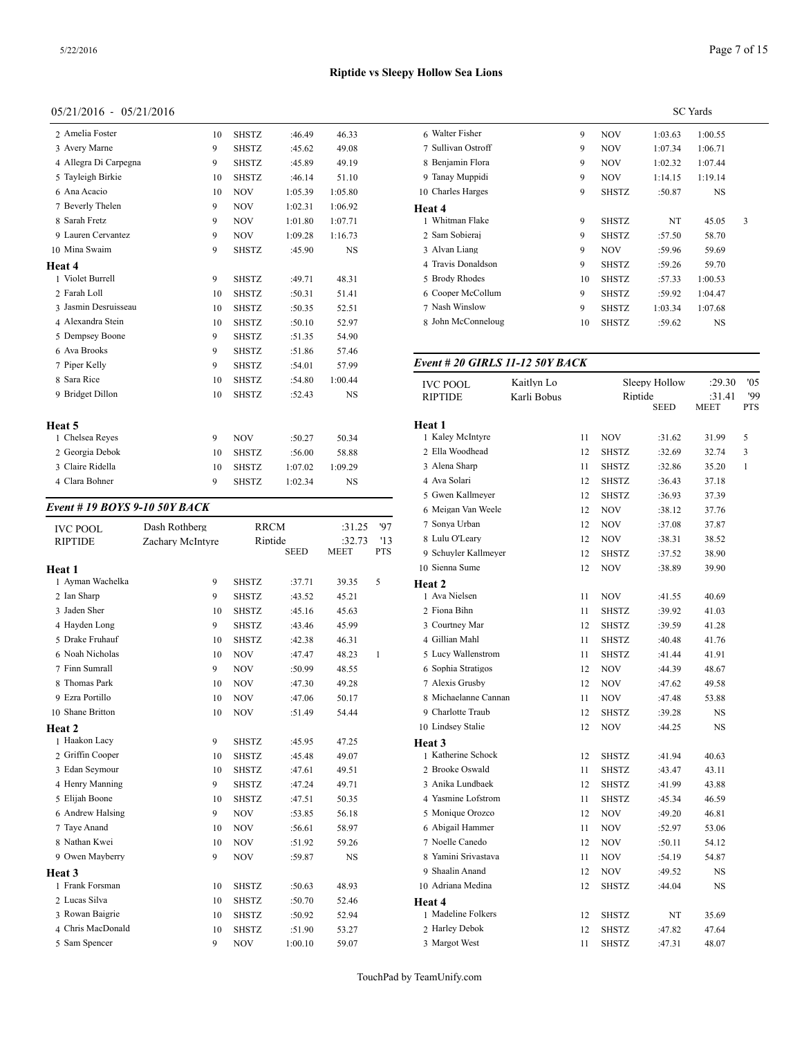# Riptide vs Sleepy Hollow Sea Lions

05/21/2016 - 05/21/2016

SC Yards

| Name | Age | Team | Seed | Meet | Pts |
|---|---|---|---|---|---|
| 2 Amelia Foster | 10 | SHSTZ | :46.49 | 46.33 | |
| 3 Avery Marne | 9 | SHSTZ | :45.62 | 49.08 | |
| 4 Allegra Di Carpegna | 9 | SHSTZ | :45.89 | 49.19 | |
| 5 Tayleigh Birkie | 10 | SHSTZ | :46.14 | 51.10 | |
| 6 Ana Acacio | 10 | NOV | 1:05.39 | 1:05.80 | |
| 7 Beverly Thelen | 9 | NOV | 1:02.31 | 1:06.92 | |
| 8 Sarah Fretz | 9 | NOV | 1:01.80 | 1:07.71 | |
| 9 Lauren Cervantez | 9 | NOV | 1:09.28 | 1:16.73 | |
| 10 Mina Swaim | 9 | SHSTZ | :45.90 | NS | |

**Heat 4**

| Name | Age | Team | Seed | Meet | Pts |
|---|---|---|---|---|---|
| 1 Violet Burrell | 9 | SHSTZ | :49.71 | 48.31 | |
| 2 Farah Loll | 10 | SHSTZ | :50.31 | 51.41 | |
| 3 Jasmin Desruisseau | 10 | SHSTZ | :50.35 | 52.51 | |
| 4 Alexandra Stein | 10 | SHSTZ | :50.10 | 52.97 | |
| 5 Dempsey Boone | 9 | SHSTZ | :51.35 | 54.90 | |
| 6 Ava Brooks | 9 | SHSTZ | :51.86 | 57.46 | |
| 7 Piper Kelly | 9 | SHSTZ | :54.01 | 57.99 | |
| 8 Sara Rice | 10 | SHSTZ | :54.80 | 1:00.44 | |
| 9 Bridget Dillon | 10 | SHSTZ | :52.43 | NS | |

**Heat 5**

| Name | Age | Team | Seed | Meet | Pts |
|---|---|---|---|---|---|
| 1 Chelsea Reyes | 9 | NOV | :50.27 | 50.34 | |
| 2 Georgia Debok | 10 | SHSTZ | :56.00 | 58.88 | |
| 3 Claire Ridella | 10 | SHSTZ | 1:07.02 | 1:09.29 | |
| 4 Clara Bohner | 9 | SHSTZ | 1:02.34 | NS | |

## *Event # 19 BOYS 9-10 50Y BACK*

| Record | Holder | Team | Time | Year |
|---|---|---|---|---|
| IVC POOL | Dash Rothberg | RRCM | :31.25 | '97 |
| RIPTIDE | Zachary McIntyre | Riptide | :32.73 | '13 |

**Heat 1**

| Name | Age | Team | Seed | Meet | Pts |
|---|---|---|---|---|---|
| 1 Ayman Wachelka | 9 | SHSTZ | :37.71 | 39.35 | 5 |
| 2 Ian Sharp | 9 | SHSTZ | :43.52 | 45.21 | |
| 3 Jaden Sher | 10 | SHSTZ | :45.16 | 45.63 | |
| 4 Hayden Long | 9 | SHSTZ | :43.46 | 45.99 | |
| 5 Drake Fruhauf | 10 | SHSTZ | :42.38 | 46.31 | |
| 6 Noah Nicholas | 10 | NOV | :47.47 | 48.23 | 1 |
| 7 Finn Sumrall | 9 | NOV | :50.99 | 48.55 | |
| 8 Thomas Park | 10 | NOV | :47.30 | 49.28 | |
| 9 Ezra Portillo | 10 | NOV | :47.06 | 50.17 | |
| 10 Shane Britton | 10 | NOV | :51.49 | 54.44 | |

**Heat 2**

| Name | Age | Team | Seed | Meet | Pts |
|---|---|---|---|---|---|
| 1 Haakon Lacy | 9 | SHSTZ | :45.95 | 47.25 | |
| 2 Griffin Cooper | 10 | SHSTZ | :45.48 | 49.07 | |
| 3 Edan Seymour | 10 | SHSTZ | :47.61 | 49.51 | |
| 4 Henry Manning | 9 | SHSTZ | :47.24 | 49.71 | |
| 5 Elijah Boone | 10 | SHSTZ | :47.51 | 50.35 | |
| 6 Andrew Halsing | 9 | NOV | :53.85 | 56.18 | |
| 7 Taye Anand | 10 | NOV | :56.61 | 58.97 | |
| 8 Nathan Kwei | 10 | NOV | :51.92 | 59.26 | |
| 9 Owen Mayberry | 9 | NOV | :59.87 | NS | |

**Heat 3**

| Name | Age | Team | Seed | Meet | Pts |
|---|---|---|---|---|---|
| 1 Frank Forsman | 10 | SHSTZ | :50.63 | 48.93 | |
| 2 Lucas Silva | 10 | SHSTZ | :50.70 | 52.46 | |
| 3 Rowan Baigrie | 10 | SHSTZ | :50.92 | 52.94 | |
| 4 Chris MacDonald | 10 | SHSTZ | :51.90 | 53.27 | |
| 5 Sam Spencer | 9 | NOV | 1:00.10 | 59.07 | |
| 6 Walter Fisher | 9 | NOV | 1:03.63 | 1:00.55 | |
| 7 Sullivan Ostroff | 9 | NOV | 1:07.34 | 1:06.71 | |
| 8 Benjamin Flora | 9 | NOV | 1:02.32 | 1:07.44 | |
| 9 Tanay Muppidi | 9 | NOV | 1:14.15 | 1:19.14 | |
| 10 Charles Harges | 9 | SHSTZ | :50.87 | NS | |

**Heat 4**

| Name | Age | Team | Seed | Meet | Pts |
|---|---|---|---|---|---|
| 1 Whitman Flake | 9 | SHSTZ | NT | 45.05 | 3 |
| 2 Sam Sobieraj | 9 | SHSTZ | :57.50 | 58.70 | |
| 3 Alvan Liang | 9 | NOV | :59.96 | 59.69 | |
| 4 Travis Donaldson | 9 | SHSTZ | :59.26 | 59.70 | |
| 5 Brody Rhodes | 10 | SHSTZ | :57.33 | 1:00.53 | |
| 6 Cooper McCollum | 9 | SHSTZ | :59.92 | 1:04.47 | |
| 7 Nash Winslow | 9 | SHSTZ | 1:03.34 | 1:07.68 | |
| 8 John McConneloug | 10 | SHSTZ | :59.62 | NS | |

## *Event # 20 GIRLS 11-12 50Y BACK*

| Record | Holder | Team | Time | Year |
|---|---|---|---|---|
| IVC POOL | Kaitlyn Lo | Sleepy Hollow | :29.30 | '05 |
| RIPTIDE | Karli Bobus | Riptide | :31.41 | '99 |

**Heat 1**

| Name | Age | Team | Seed | Meet | Pts |
|---|---|---|---|---|---|
| 1 Kaley McIntyre | 11 | NOV | :31.62 | 31.99 | 5 |
| 2 Ella Woodhead | 12 | SHSTZ | :32.69 | 32.74 | 3 |
| 3 Alena Sharp | 11 | SHSTZ | :32.86 | 35.20 | 1 |
| 4 Ava Solari | 12 | SHSTZ | :36.43 | 37.18 | |
| 5 Gwen Kallmeyer | 12 | SHSTZ | :36.93 | 37.39 | |
| 6 Meigan Van Weele | 12 | NOV | :38.12 | 37.76 | |
| 7 Sonya Urban | 12 | NOV | :37.08 | 37.87 | |
| 8 Lulu O'Leary | 12 | NOV | :38.31 | 38.52 | |
| 9 Schuyler Kallmeyer | 12 | SHSTZ | :37.52 | 38.90 | |
| 10 Sienna Sume | 12 | NOV | :38.89 | 39.90 | |

**Heat 2**

| Name | Age | Team | Seed | Meet | Pts |
|---|---|---|---|---|---|
| 1 Ava Nielsen | 11 | NOV | :41.55 | 40.69 | |
| 2 Fiona Bihn | 11 | SHSTZ | :39.92 | 41.03 | |
| 3 Courtney Mar | 12 | SHSTZ | :39.59 | 41.28 | |
| 4 Gillian Mahl | 11 | SHSTZ | :40.48 | 41.76 | |
| 5 Lucy Wallenstrom | 11 | SHSTZ | :41.44 | 41.91 | |
| 6 Sophia Stratigos | 12 | NOV | :44.39 | 48.67 | |
| 7 Alexis Grusby | 12 | NOV | :47.62 | 49.58 | |
| 8 Michaelanne Cannan | 11 | NOV | :47.48 | 53.88 | |
| 9 Charlotte Traub | 12 | SHSTZ | :39.28 | NS | |
| 10 Lindsey Stalie | 12 | NOV | :44.25 | NS | |

**Heat 3**

| Name | Age | Team | Seed | Meet | Pts |
|---|---|---|---|---|---|
| 1 Katherine Schock | 12 | SHSTZ | :41.94 | 40.63 | |
| 2 Brooke Oswald | 11 | SHSTZ | :43.47 | 43.11 | |
| 3 Anika Lundbaek | 12 | SHSTZ | :41.99 | 43.88 | |
| 4 Yasmine Lofstrom | 11 | SHSTZ | :45.34 | 46.59 | |
| 5 Monique Orozco | 12 | NOV | :49.20 | 46.81 | |
| 6 Abigail Hammer | 11 | NOV | :52.97 | 53.06 | |
| 7 Noelle Canedo | 12 | NOV | :50.11 | 54.12 | |
| 8 Yamini Srivastava | 11 | NOV | :54.19 | 54.87 | |
| 9 Shaalin Anand | 12 | NOV | :49.52 | NS | |
| 10 Adriana Medina | 12 | SHSTZ | :44.04 | NS | |

**Heat 4**

| Name | Age | Team | Seed | Meet | Pts |
|---|---|---|---|---|---|
| 1 Madeline Folkers | 12 | SHSTZ | NT | 35.69 | |
| 2 Harley Debok | 12 | SHSTZ | :47.82 | 47.64 | |
| 3 Margot West | 11 | SHSTZ | :47.31 | 48.07 | |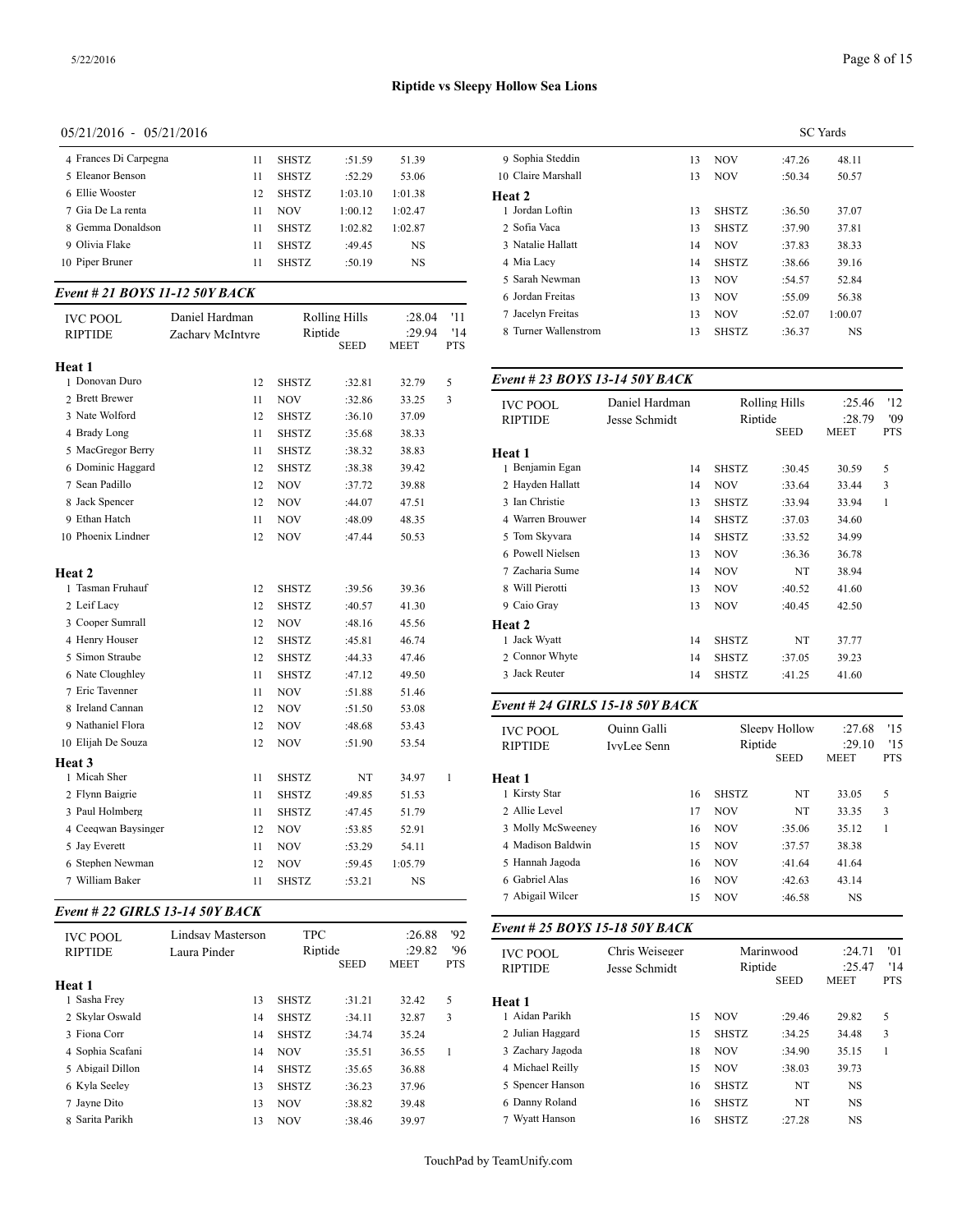# Riptide vs Sleepy Hollow Sea Lions

05/21/2016 - 05/21/2016

SC Yards

| | Name | Age | Team | Seed | Meet | Pts |
|---|---|---|---|---|---|---|
| 4 | Frances Di Carpegna | 11 | SHSTZ | :51.59 | 51.39 | |
| 5 | Eleanor Benson | 11 | SHSTZ | :52.29 | 53.06 | |
| 6 | Ellie Wooster | 12 | SHSTZ | 1:03.10 | 1:01.38 | |
| 7 | Gia De La renta | 11 | NOV | 1:00.12 | 1:02.47 | |
| 8 | Gemma Donaldson | 11 | SHSTZ | 1:02.82 | 1:02.87 | |
| 9 | Olivia Flake | 11 | SHSTZ | :49.45 | NS | |
| 10 | Piper Bruner | 11 | SHSTZ | :50.19 | NS | |

### Event # 21 BOYS 11-12 50Y BACK

| | | | | |
|---|---|---|---|---|
| IVC POOL | Daniel Hardman | Rolling Hills | :28.04 | '11 |
| RIPTIDE | Zachary McIntyre | Riptide | :29.94 | '14 |

| | Name | Age | Team | SEED | MEET | PTS |
|---|---|---|---|---|---|---|
| **Heat 1** | | | | | | |
| 1 | Donovan Duro | 12 | SHSTZ | :32.81 | 32.79 | 5 |
| 2 | Brett Brewer | 11 | NOV | :32.86 | 33.25 | 3 |
| 3 | Nate Wolford | 12 | SHSTZ | :36.10 | 37.09 | |
| 4 | Brady Long | 11 | SHSTZ | :35.68 | 38.33 | |
| 5 | MacGregor Berry | 11 | SHSTZ | :38.32 | 38.83 | |
| 6 | Dominic Haggard | 12 | SHSTZ | :38.38 | 39.42 | |
| 7 | Sean Padillo | 12 | NOV | :37.72 | 39.88 | |
| 8 | Jack Spencer | 12 | NOV | :44.07 | 47.51 | |
| 9 | Ethan Hatch | 11 | NOV | :48.09 | 48.35 | |
| 10 | Phoenix Lindner | 12 | NOV | :47.44 | 50.53 | |
| **Heat 2** | | | | | | |
| 1 | Tasman Fruhauf | 12 | SHSTZ | :39.56 | 39.36 | |
| 2 | Leif Lacy | 12 | SHSTZ | :40.57 | 41.30 | |
| 3 | Cooper Sumrall | 12 | NOV | :48.16 | 45.56 | |
| 4 | Henry Houser | 12 | SHSTZ | :45.81 | 46.74 | |
| 5 | Simon Straube | 12 | SHSTZ | :44.33 | 47.46 | |
| 6 | Nate Cloughley | 11 | SHSTZ | :47.12 | 49.50 | |
| 7 | Eric Tavenner | 11 | NOV | :51.88 | 51.46 | |
| 8 | Ireland Cannan | 12 | NOV | :51.50 | 53.08 | |
| 9 | Nathaniel Flora | 12 | NOV | :48.68 | 53.43 | |
| 10 | Elijah De Souza | 12 | NOV | :51.90 | 53.54 | |
| **Heat 3** | | | | | | |
| 1 | Micah Sher | 11 | SHSTZ | NT | 34.97 | 1 |
| 2 | Flynn Baigrie | 11 | SHSTZ | :49.85 | 51.53 | |
| 3 | Paul Holmberg | 11 | SHSTZ | :47.45 | 51.79 | |
| 4 | Ceeqwan Baysinger | 12 | NOV | :53.85 | 52.91 | |
| 5 | Jay Everett | 11 | NOV | :53.29 | 54.11 | |
| 6 | Stephen Newman | 12 | NOV | :59.45 | 1:05.79 | |
| 7 | William Baker | 11 | SHSTZ | :53.21 | NS | |

### Event # 22 GIRLS 13-14 50Y BACK

| | | | | |
|---|---|---|---|---|
| IVC POOL | Lindsay Masterson | TPC | :26.88 | '92 |
| RIPTIDE | Laura Pinder | Riptide | :29.82 | '96 |

| | Name | Age | Team | SEED | MEET | PTS |
|---|---|---|---|---|---|---|
| **Heat 1** | | | | | | |
| 1 | Sasha Frey | 13 | SHSTZ | :31.21 | 32.42 | 5 |
| 2 | Skylar Oswald | 14 | SHSTZ | :34.11 | 32.87 | 3 |
| 3 | Fiona Corr | 14 | SHSTZ | :34.74 | 35.24 | |
| 4 | Sophia Scafani | 14 | NOV | :35.51 | 36.55 | 1 |
| 5 | Abigail Dillon | 14 | SHSTZ | :35.65 | 36.88 | |
| 6 | Kyla Seeley | 13 | SHSTZ | :36.23 | 37.96 | |
| 7 | Jayne Dito | 13 | NOV | :38.82 | 39.48 | |
| 8 | Sarita Parikh | 13 | NOV | :38.46 | 39.97 | |
| 9 | Sophia Steddin | 13 | NOV | :47.26 | 48.11 | |
| 10 | Claire Marshall | 13 | NOV | :50.34 | 50.57 | |
| **Heat 2** | | | | | | |
| 1 | Jordan Loftin | 13 | SHSTZ | :36.50 | 37.07 | |
| 2 | Sofia Vaca | 13 | SHSTZ | :37.90 | 37.81 | |
| 3 | Natalie Hallatt | 14 | NOV | :37.83 | 38.33 | |
| 4 | Mia Lacy | 14 | SHSTZ | :38.66 | 39.16 | |
| 5 | Sarah Newman | 13 | NOV | :54.57 | 52.84 | |
| 6 | Jordan Freitas | 13 | NOV | :55.09 | 56.38 | |
| 7 | Jacelyn Freitas | 13 | NOV | :52.07 | 1:00.07 | |
| 8 | Turner Wallenstrom | 13 | SHSTZ | :36.37 | NS | |

### Event # 23 BOYS 13-14 50Y BACK

| | | | | |
|---|---|---|---|---|
| IVC POOL | Daniel Hardman | Rolling Hills | :25.46 | '12 |
| RIPTIDE | Jesse Schmidt | Riptide | :28.79 | '09 |

| | Name | Age | Team | SEED | MEET | PTS |
|---|---|---|---|---|---|---|
| **Heat 1** | | | | | | |
| 1 | Benjamin Egan | 14 | SHSTZ | :30.45 | 30.59 | 5 |
| 2 | Hayden Hallatt | 14 | NOV | :33.64 | 33.44 | 3 |
| 3 | Ian Christie | 13 | SHSTZ | :33.94 | 33.94 | 1 |
| 4 | Warren Brouwer | 14 | SHSTZ | :37.03 | 34.60 | |
| 5 | Tom Skyvara | 14 | SHSTZ | :33.52 | 34.99 | |
| 6 | Powell Nielsen | 13 | NOV | :36.36 | 36.78 | |
| 7 | Zacharia Sume | 14 | NOV | NT | 38.94 | |
| 8 | Will Pierotti | 13 | NOV | :40.52 | 41.60 | |
| 9 | Caio Gray | 13 | NOV | :40.45 | 42.50 | |
| **Heat 2** | | | | | | |
| 1 | Jack Wyatt | 14 | SHSTZ | NT | 37.77 | |
| 2 | Connor Whyte | 14 | SHSTZ | :37.05 | 39.23 | |
| 3 | Jack Reuter | 14 | SHSTZ | :41.25 | 41.60 | |

### Event # 24 GIRLS 15-18 50Y BACK

| | | | | |
|---|---|---|---|---|
| IVC POOL | Quinn Galli | Sleepy Hollow | :27.68 | '15 |
| RIPTIDE | IvyLee Senn | Riptide | :29.10 | '15 |

| | Name | Age | Team | SEED | MEET | PTS |
|---|---|---|---|---|---|---|
| **Heat 1** | | | | | | |
| 1 | Kirsty Star | 16 | SHSTZ | NT | 33.05 | 5 |
| 2 | Allie Level | 17 | NOV | NT | 33.35 | 3 |
| 3 | Molly McSweeney | 16 | NOV | :35.06 | 35.12 | 1 |
| 4 | Madison Baldwin | 15 | NOV | :37.57 | 38.38 | |
| 5 | Hannah Jagoda | 16 | NOV | :41.64 | 41.64 | |
| 6 | Gabriel Alas | 16 | NOV | :42.63 | 43.14 | |
| 7 | Abigail Wilcer | 15 | NOV | :46.58 | NS | |

### Event # 25 BOYS 15-18 50Y BACK

| | | | | |
|---|---|---|---|---|
| IVC POOL | Chris Weiseger | Marinwood | :24.71 | '01 |
| RIPTIDE | Jesse Schmidt | Riptide | :25.47 | '14 |

| | Name | Age | Team | SEED | MEET | PTS |
|---|---|---|---|---|---|---|
| **Heat 1** | | | | | | |
| 1 | Aidan Parikh | 15 | NOV | :29.46 | 29.82 | 5 |
| 2 | Julian Haggard | 15 | SHSTZ | :34.25 | 34.48 | 3 |
| 3 | Zachary Jagoda | 18 | NOV | :34.90 | 35.15 | 1 |
| 4 | Michael Reilly | 15 | NOV | :38.03 | 39.73 | |
| 5 | Spencer Hanson | 16 | SHSTZ | NT | NS | |
| 6 | Danny Roland | 16 | SHSTZ | NT | NS | |
| 7 | Wyatt Hanson | 16 | SHSTZ | :27.28 | NS | |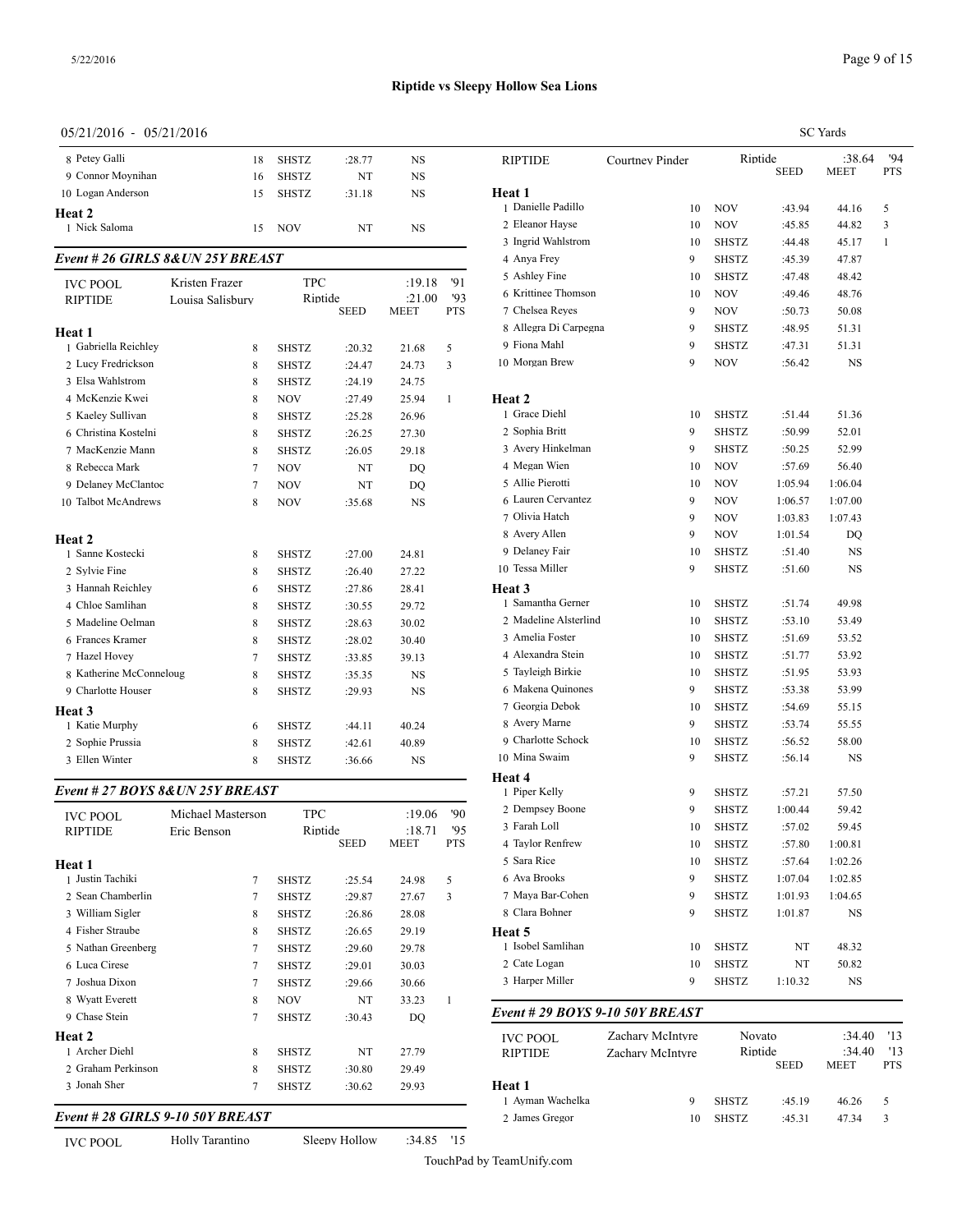**Riptide vs Sleepy Hollow Sea Lions**

05/21/2016 - 05/21/2016 SC Yards

| | | Age | Team | Seed | Meet | Pts |
|---|---|---|---|---|---|---|
| 8 | Petey Galli | 18 | SHSTZ | :28.77 | NS | |
| 9 | Connor Moynihan | 16 | SHSTZ | NT | NS | |
| 10 | Logan Anderson | 15 | SHSTZ | :31.18 | NS | |
| **Heat 2** | | | | | | |
| 1 | Nick Saloma | 15 | NOV | NT | NS | |

### Event # 26 GIRLS 8&UN 25Y BREAST

| | | | | | | |
|---|---|---|---|---|---|---|
| IVC POOL | Kristen Frazer | | TPC | | :19.18 | '91 |
| RIPTIDE | Louisa Salisbury | | Riptide | | :21.00 | '93 |
| | | | | SEED | MEET | PTS |
| **Heat 1** | | | | | | |
| 1 | Gabriella Reichley | 8 | SHSTZ | :20.32 | 21.68 | 5 |
| 2 | Lucy Fredrickson | 8 | SHSTZ | :24.47 | 24.73 | 3 |
| 3 | Elsa Wahlstrom | 8 | SHSTZ | :24.19 | 24.75 | |
| 4 | McKenzie Kwei | 8 | NOV | :27.49 | 25.94 | 1 |
| 5 | Kaeley Sullivan | 8 | SHSTZ | :25.28 | 26.96 | |
| 6 | Christina Kostelni | 8 | SHSTZ | :26.25 | 27.30 | |
| 7 | MacKenzie Mann | 8 | SHSTZ | :26.05 | 29.18 | |
| 8 | Rebecca Mark | 7 | NOV | NT | DQ | |
| 9 | Delaney McClantoc | 7 | NOV | NT | DQ | |
| 10 | Talbot McAndrews | 8 | NOV | :35.68 | NS | |
| **Heat 2** | | | | | | |
| 1 | Sanne Kostecki | 8 | SHSTZ | :27.00 | 24.81 | |
| 2 | Sylvie Fine | 8 | SHSTZ | :26.40 | 27.22 | |
| 3 | Hannah Reichley | 6 | SHSTZ | :27.86 | 28.41 | |
| 4 | Chloe Samlihan | 8 | SHSTZ | :30.55 | 29.72 | |
| 5 | Madeline Oelman | 8 | SHSTZ | :28.63 | 30.02 | |
| 6 | Frances Kramer | 8 | SHSTZ | :28.02 | 30.40 | |
| 7 | Hazel Hovey | 7 | SHSTZ | :33.85 | 39.13 | |
| 8 | Katherine McConneloug | 8 | SHSTZ | :35.35 | NS | |
| 9 | Charlotte Houser | 8 | SHSTZ | :29.93 | NS | |
| **Heat 3** | | | | | | |
| 1 | Katie Murphy | 6 | SHSTZ | :44.11 | 40.24 | |
| 2 | Sophie Prussia | 8 | SHSTZ | :42.61 | 40.89 | |
| 3 | Ellen Winter | 8 | SHSTZ | :36.66 | NS | |

### Event # 27 BOYS 8&UN 25Y BREAST

| | | | | | | |
|---|---|---|---|---|---|---|
| IVC POOL | Michael Masterson | | TPC | | :19.06 | '90 |
| RIPTIDE | Eric Benson | | Riptide | | :18.71 | '95 |
| | | | | SEED | MEET | PTS |
| **Heat 1** | | | | | | |
| 1 | Justin Tachiki | 7 | SHSTZ | :25.54 | 24.98 | 5 |
| 2 | Sean Chamberlin | 7 | SHSTZ | :29.87 | 27.67 | 3 |
| 3 | William Sigler | 8 | SHSTZ | :26.86 | 28.08 | |
| 4 | Fisher Straube | 8 | SHSTZ | :26.65 | 29.19 | |
| 5 | Nathan Greenberg | 7 | SHSTZ | :29.60 | 29.78 | |
| 6 | Luca Cirese | 7 | SHSTZ | :29.01 | 30.03 | |
| 7 | Joshua Dixon | 7 | SHSTZ | :29.66 | 30.66 | |
| 8 | Wyatt Everett | 8 | NOV | NT | 33.23 | 1 |
| 9 | Chase Stein | 7 | SHSTZ | :30.43 | DQ | |
| **Heat 2** | | | | | | |
| 1 | Archer Diehl | 8 | SHSTZ | NT | 27.79 | |
| 2 | Graham Perkinson | 8 | SHSTZ | :30.80 | 29.49 | |
| 3 | Jonah Sher | 7 | SHSTZ | :30.62 | 29.93 | |

### Event # 28 GIRLS 9-10 50Y BREAST

| | | | | | | |
|---|---|---|---|---|---|---|
| IVC POOL | Holly Tarantino | | Sleepy Hollow | | :34.85 | '15 |
| RIPTIDE | Courtney Pinder | | Riptide | | :38.64 | '94 |
| | | | | SEED | MEET | PTS |
| **Heat 1** | | | | | | |
| 1 | Danielle Padillo | 10 | NOV | :43.94 | 44.16 | 5 |
| 2 | Eleanor Hayse | 10 | NOV | :45.85 | 44.82 | 3 |
| 3 | Ingrid Wahlstrom | 10 | SHSTZ | :44.48 | 45.17 | 1 |
| 4 | Anya Frey | 9 | SHSTZ | :45.39 | 47.87 | |
| 5 | Ashley Fine | 10 | SHSTZ | :47.48 | 48.42 | |
| 6 | Krittinee Thomson | 10 | NOV | :49.46 | 48.76 | |
| 7 | Chelsea Reyes | 9 | NOV | :50.73 | 50.08 | |
| 8 | Allegra Di Carpegna | 9 | SHSTZ | :48.95 | 51.31 | |
| 9 | Fiona Mahl | 9 | SHSTZ | :47.31 | 51.31 | |
| 10 | Morgan Brew | 9 | NOV | :56.42 | NS | |
| **Heat 2** | | | | | | |
| 1 | Grace Diehl | 10 | SHSTZ | :51.44 | 51.36 | |
| 2 | Sophia Britt | 9 | SHSTZ | :50.99 | 52.01 | |
| 3 | Avery Hinkelman | 9 | SHSTZ | :50.25 | 52.99 | |
| 4 | Megan Wien | 10 | NOV | :57.69 | 56.40 | |
| 5 | Allie Pierotti | 10 | NOV | 1:05.94 | 1:06.04 | |
| 6 | Lauren Cervantez | 9 | NOV | 1:06.57 | 1:07.00 | |
| 7 | Olivia Hatch | 9 | NOV | 1:03.83 | 1:07.43 | |
| 8 | Avery Allen | 9 | NOV | 1:01.54 | DQ | |
| 9 | Delaney Fair | 10 | SHSTZ | :51.40 | NS | |
| 10 | Tessa Miller | 9 | SHSTZ | :51.60 | NS | |
| **Heat 3** | | | | | | |
| 1 | Samantha Gerner | 10 | SHSTZ | :51.74 | 49.98 | |
| 2 | Madeline Alsterlind | 10 | SHSTZ | :53.10 | 53.49 | |
| 3 | Amelia Foster | 10 | SHSTZ | :51.69 | 53.52 | |
| 4 | Alexandra Stein | 10 | SHSTZ | :51.77 | 53.92 | |
| 5 | Tayleigh Birkie | 10 | SHSTZ | :51.95 | 53.93 | |
| 6 | Makena Quinones | 9 | SHSTZ | :53.38 | 53.99 | |
| 7 | Georgia Debok | 10 | SHSTZ | :54.69 | 55.15 | |
| 8 | Avery Marne | 9 | SHSTZ | :53.74 | 55.55 | |
| 9 | Charlotte Schock | 10 | SHSTZ | :56.52 | 58.00 | |
| 10 | Mina Swaim | 9 | SHSTZ | :56.14 | NS | |
| **Heat 4** | | | | | | |
| 1 | Piper Kelly | 9 | SHSTZ | :57.21 | 57.50 | |
| 2 | Dempsey Boone | 9 | SHSTZ | 1:00.44 | 59.42 | |
| 3 | Farah Loll | 10 | SHSTZ | :57.02 | 59.45 | |
| 4 | Taylor Renfrew | 10 | SHSTZ | :57.80 | 1:00.81 | |
| 5 | Sara Rice | 10 | SHSTZ | :57.64 | 1:02.26 | |
| 6 | Ava Brooks | 9 | SHSTZ | 1:07.04 | 1:02.85 | |
| 7 | Maya Bar-Cohen | 9 | SHSTZ | 1:01.93 | 1:04.65 | |
| 8 | Clara Bohner | 9 | SHSTZ | 1:01.87 | NS | |
| **Heat 5** | | | | | | |
| 1 | Isobel Samlihan | 10 | SHSTZ | NT | 48.32 | |
| 2 | Cate Logan | 10 | SHSTZ | NT | 50.82 | |
| 3 | Harper Miller | 9 | SHSTZ | 1:10.32 | NS | |

### Event # 29 BOYS 9-10 50Y BREAST

| | | | | | | |
|---|---|---|---|---|---|---|
| IVC POOL | Zachary McIntyre | | Novato | | :34.40 | '13 |
| RIPTIDE | Zachary McIntyre | | Riptide | | :34.40 | '13 |
| | | | | SEED | MEET | PTS |
| **Heat 1** | | | | | | |
| 1 | Ayman Wachelka | 9 | SHSTZ | :45.19 | 46.26 | 5 |
| 2 | James Gregor | 10 | SHSTZ | :45.31 | 47.34 | 3 |

TouchPad by TeamUnify.com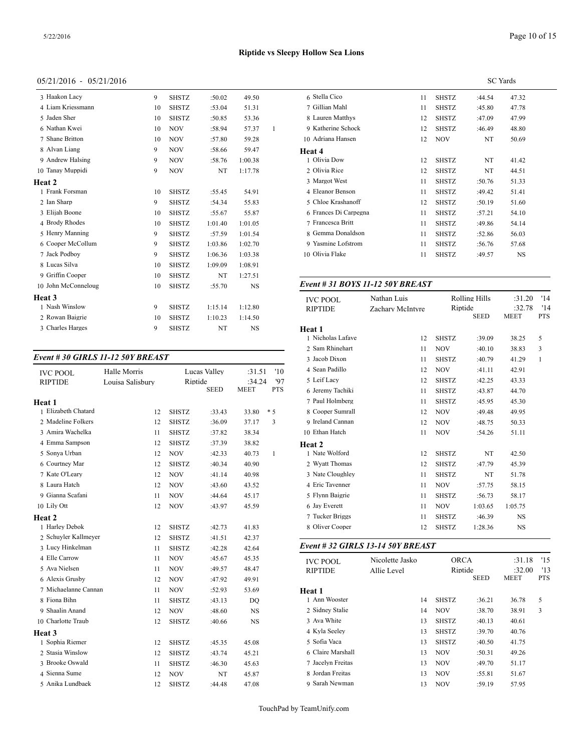## Riptide vs Sleepy Hollow Sea Lions

05/21/2016 - 05/21/2016 SC Yards

| | Name | Age | Team | Seed | Time | Pts |
|---|---|---|---|---|---|---|
| 3 | Haakon Lacy | 9 | SHSTZ | :50.02 | 49.50 | |
| 4 | Liam Kriessmann | 10 | SHSTZ | :53.04 | 51.31 | |
| 5 | Jaden Sher | 10 | SHSTZ | :50.85 | 53.36 | |
| 6 | Nathan Kwei | 10 | NOV | :58.94 | 57.37 | 1 |
| 7 | Shane Britton | 10 | NOV | :57.80 | 59.28 | |
| 8 | Alvan Liang | 9 | NOV | :58.66 | 59.47 | |
| 9 | Andrew Halsing | 9 | NOV | :58.76 | 1:00.38 | |
| 10 | Tanay Muppidi | 9 | NOV | NT | 1:17.78 | |
| **Heat 2** | | | | | | |
| 1 | Frank Forsman | 10 | SHSTZ | :55.45 | 54.91 | |
| 2 | Ian Sharp | 9 | SHSTZ | :54.34 | 55.83 | |
| 3 | Elijah Boone | 10 | SHSTZ | :55.67 | 55.87 | |
| 4 | Brody Rhodes | 10 | SHSTZ | 1:01.40 | 1:01.05 | |
| 5 | Henry Manning | 9 | SHSTZ | :57.59 | 1:01.54 | |
| 6 | Cooper McCollum | 9 | SHSTZ | 1:03.86 | 1:02.70 | |
| 7 | Jack Podboy | 9 | SHSTZ | 1:06.36 | 1:03.38 | |
| 8 | Lucas Silva | 10 | SHSTZ | 1:09.09 | 1:08.91 | |
| 9 | Griffin Cooper | 10 | SHSTZ | NT | 1:27.51 | |
| 10 | John McConneloug | 10 | SHSTZ | :55.70 | NS | |
| **Heat 3** | | | | | | |
| 1 | Nash Winslow | 9 | SHSTZ | 1:15.14 | 1:12.80 | |
| 2 | Rowan Baigrie | 10 | SHSTZ | 1:10.23 | 1:14.50 | |
| 3 | Charles Harges | 9 | SHSTZ | NT | NS | |

### *Event # 30 GIRLS 11-12 50Y BREAST*

| | | | | | | |
|---|---|---|---|---|---|---|
| IVC POOL | Halle Morris | | Lucas Valley | :31.51 | '10 | |
| RIPTIDE | Louisa Salisbury | | Riptide | :34.24 | '97 | |
| | | | | SEED | MEET | PTS |
| **Heat 1** | | | | | | |
| 1 | Elizabeth Chatard | 12 | SHSTZ | :33.43 | 33.80 | * 5 |
| 2 | Madeline Folkers | 12 | SHSTZ | :36.09 | 37.17 | 3 |
| 3 | Amira Wachelka | 11 | SHSTZ | :37.82 | 38.34 | |
| 4 | Emma Sampson | 12 | SHSTZ | :37.39 | 38.82 | |
| 5 | Sonya Urban | 12 | NOV | :42.33 | 40.73 | 1 |
| 6 | Courtney Mar | 12 | SHSTZ | :40.34 | 40.90 | |
| 7 | Kate O'Leary | 12 | NOV | :41.14 | 40.98 | |
| 8 | Laura Hatch | 12 | NOV | :43.60 | 43.52 | |
| 9 | Gianna Scafani | 11 | NOV | :44.64 | 45.17 | |
| 10 | Lily Ott | 12 | NOV | :43.97 | 45.59 | |
| **Heat 2** | | | | | | |
| 1 | Harley Debok | 12 | SHSTZ | :42.73 | 41.83 | |
| 2 | Schuyler Kallmeyer | 12 | SHSTZ | :41.51 | 42.37 | |
| 3 | Lucy Hinkelman | 11 | SHSTZ | :42.28 | 42.64 | |
| 4 | Elle Carrow | 11 | NOV | :45.67 | 45.35 | |
| 5 | Ava Nielsen | 11 | NOV | :49.57 | 48.47 | |
| 6 | Alexis Grusby | 12 | NOV | :47.92 | 49.91 | |
| 7 | Michaelanne Cannan | 11 | NOV | :52.93 | 53.69 | |
| 8 | Fiona Bihn | 11 | SHSTZ | :43.13 | DQ | |
| 9 | Shaalin Anand | 12 | NOV | :48.60 | NS | |
| 10 | Charlotte Traub | 12 | SHSTZ | :40.66 | NS | |
| **Heat 3** | | | | | | |
| 1 | Sophia Riemer | 12 | SHSTZ | :45.35 | 45.08 | |
| 2 | Stasia Winslow | 12 | SHSTZ | :43.74 | 45.21 | |
| 3 | Brooke Oswald | 11 | SHSTZ | :46.30 | 45.63 | |
| 4 | Sienna Sume | 12 | NOV | NT | 45.87 | |
| 5 | Anika Lundbaek | 12 | SHSTZ | :44.48 | 47.08 | |
| 6 | Stella Cico | 11 | SHSTZ | :44.54 | 47.32 | |
| 7 | Gillian Mahl | 11 | SHSTZ | :45.80 | 47.78 | |
| 8 | Lauren Matthys | 12 | SHSTZ | :47.09 | 47.99 | |
| 9 | Katherine Schock | 12 | SHSTZ | :46.49 | 48.80 | |
| 10 | Adriana Hansen | 12 | NOV | NT | 50.69 | |
| **Heat 4** | | | | | | |
| 1 | Olivia Dow | 12 | SHSTZ | NT | 41.42 | |
| 2 | Olivia Rice | 12 | SHSTZ | NT | 44.51 | |
| 3 | Margot West | 11 | SHSTZ | :50.76 | 51.33 | |
| 4 | Eleanor Benson | 11 | SHSTZ | :49.42 | 51.41 | |
| 5 | Chloe Krashanoff | 12 | SHSTZ | :50.19 | 51.60 | |
| 6 | Frances Di Carpegna | 11 | SHSTZ | :57.21 | 54.10 | |
| 7 | Francesca Britt | 11 | SHSTZ | :49.86 | 54.14 | |
| 8 | Gemma Donaldson | 11 | SHSTZ | :52.86 | 56.03 | |
| 9 | Yasmine Lofstrom | 11 | SHSTZ | :56.76 | 57.68 | |
| 10 | Olivia Flake | 11 | SHSTZ | :49.57 | NS | |

### *Event # 31 BOYS 11-12 50Y BREAST*

| | | | | | | |
|---|---|---|---|---|---|---|
| IVC POOL | Nathan Luis | | Rolling Hills | :31.20 | '14 | |
| RIPTIDE | Zachary McIntyre | | Riptide | :32.78 | '14 | |
| | | | | SEED | MEET | PTS |
| **Heat 1** | | | | | | |
| 1 | Nicholas Lafave | 12 | SHSTZ | :39.09 | 38.25 | 5 |
| 2 | Sam Rhinehart | 11 | NOV | :40.10 | 38.83 | 3 |
| 3 | Jacob Dixon | 11 | SHSTZ | :40.79 | 41.29 | 1 |
| 4 | Sean Padillo | 12 | NOV | :41.11 | 42.91 | |
| 5 | Leif Lacy | 12 | SHSTZ | :42.25 | 43.33 | |
| 6 | Jeremy Tachiki | 11 | SHSTZ | :43.87 | 44.70 | |
| 7 | Paul Holmberg | 11 | SHSTZ | :45.95 | 45.30 | |
| 8 | Cooper Sumrall | 12 | NOV | :49.48 | 49.95 | |
| 9 | Ireland Cannan | 12 | NOV | :48.75 | 50.33 | |
| 10 | Ethan Hatch | 11 | NOV | :54.26 | 51.11 | |
| **Heat 2** | | | | | | |
| 1 | Nate Wolford | 12 | SHSTZ | NT | 42.50 | |
| 2 | Wyatt Thomas | 12 | SHSTZ | :47.79 | 45.39 | |
| 3 | Nate Cloughley | 11 | SHSTZ | NT | 51.78 | |
| 4 | Eric Tavenner | 11 | NOV | :57.75 | 58.15 | |
| 5 | Flynn Baigrie | 11 | SHSTZ | :56.73 | 58.17 | |
| 6 | Jay Everett | 11 | NOV | 1:03.65 | 1:05.75 | |
| 7 | Tucker Briggs | 11 | SHSTZ | :46.39 | NS | |
| 8 | Oliver Cooper | 12 | SHSTZ | 1:28.36 | NS | |

### *Event # 32 GIRLS 13-14 50Y BREAST*

| | | | | | | |
|---|---|---|---|---|---|---|
| IVC POOL | Nicolette Jasko | | ORCA | :31.18 | '15 | |
| RIPTIDE | Allie Level | | Riptide | :32.00 | '13 | |
| | | | | SEED | MEET | PTS |
| **Heat 1** | | | | | | |
| 1 | Ann Wooster | 14 | SHSTZ | :36.21 | 36.78 | 5 |
| 2 | Sidney Stalie | 14 | NOV | :38.70 | 38.91 | 3 |
| 3 | Ava White | 13 | SHSTZ | :40.13 | 40.61 | |
| 4 | Kyla Seeley | 13 | SHSTZ | :39.70 | 40.76 | |
| 5 | Sofia Vaca | 13 | SHSTZ | :40.50 | 41.75 | |
| 6 | Claire Marshall | 13 | NOV | :50.31 | 49.26 | |
| 7 | Jacelyn Freitas | 13 | NOV | :49.70 | 51.17 | |
| 8 | Jordan Freitas | 13 | NOV | :55.81 | 51.67 | |
| 9 | Sarah Newman | 13 | NOV | :59.19 | 57.95 | |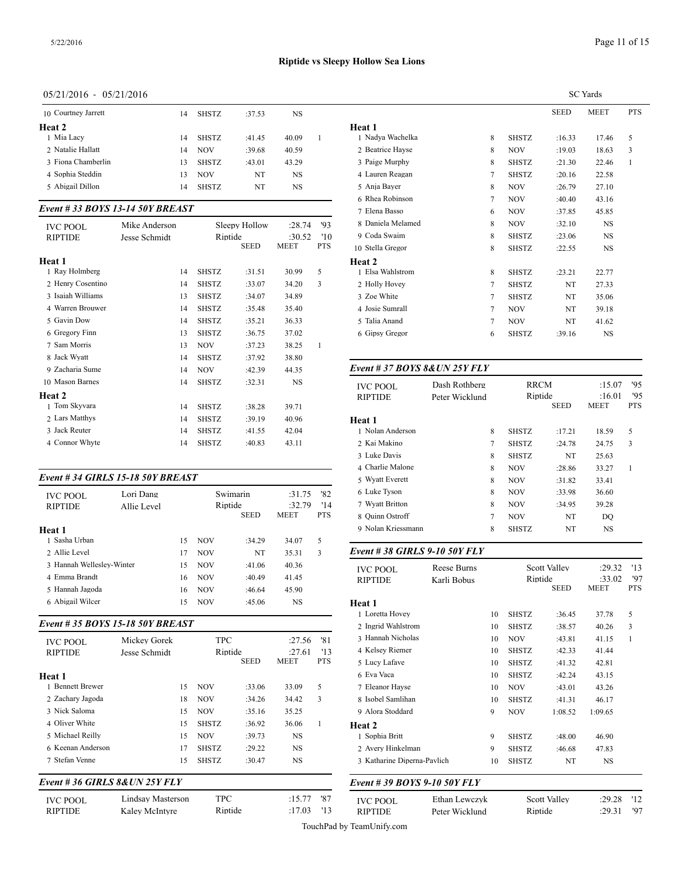Riptide vs Sleepy Hollow Sea Lions

05/21/2016 - 05/21/2016

| | | | | | |
|---|---|---|---|---|---|
| 10 Courtney Jarrett | 14 | SHSTZ | :37.53 | NS | |
| **Heat 2** | | | | | |
| 1 Mia Lacy | 14 | SHSTZ | :41.45 | 40.09 | 1 |
| 2 Natalie Hallatt | 14 | NOV | :39.68 | 40.59 | |
| 3 Fiona Chamberlin | 13 | SHSTZ | :43.01 | 43.29 | |
| 4 Sophia Steddin | 13 | NOV | NT | NS | |
| 5 Abigail Dillon | 14 | SHSTZ | NT | NS | |

### *Event # 33 BOYS 13-14 50Y BREAST*

| | | | | | |
|---|---|---|---|---|---|
| IVC POOL | Mike Anderson | | Sleepy Hollow | :28.74 | '93 |
| RIPTIDE | Jesse Schmidt | | Riptide | :30.52 | '10 |
| | | | SEED | MEET | PTS |
| **Heat 1** | | | | | |
| 1 Ray Holmberg | 14 | SHSTZ | :31.51 | 30.99 | 5 |
| 2 Henry Cosentino | 14 | SHSTZ | :33.07 | 34.20 | 3 |
| 3 Isaiah Williams | 13 | SHSTZ | :34.07 | 34.89 | |
| 4 Warren Brouwer | 14 | SHSTZ | :35.48 | 35.40 | |
| 5 Gavin Dow | 14 | SHSTZ | :35.21 | 36.33 | |
| 6 Gregory Finn | 13 | SHSTZ | :36.75 | 37.02 | |
| 7 Sam Morris | 13 | NOV | :37.23 | 38.25 | 1 |
| 8 Jack Wyatt | 14 | SHSTZ | :37.92 | 38.80 | |
| 9 Zacharia Sume | 14 | NOV | :42.39 | 44.35 | |
| 10 Mason Barnes | 14 | SHSTZ | :32.31 | NS | |
| **Heat 2** | | | | | |
| 1 Tom Skyvara | 14 | SHSTZ | :38.28 | 39.71 | |
| 2 Lars Matthys | 14 | SHSTZ | :39.19 | 40.96 | |
| 3 Jack Reuter | 14 | SHSTZ | :41.55 | 42.04 | |
| 4 Connor Whyte | 14 | SHSTZ | :40.83 | 43.11 | |

### *Event # 34 GIRLS 15-18 50Y BREAST*

| | | | | | |
|---|---|---|---|---|---|
| IVC POOL | Lori Dang | | Swimarin | :31.75 | '82 |
| RIPTIDE | Allie Level | | Riptide | :32.79 | '14 |
| | | | SEED | MEET | PTS |
| **Heat 1** | | | | | |
| 1 Sasha Urban | 15 | NOV | :34.29 | 34.07 | 5 |
| 2 Allie Level | 17 | NOV | NT | 35.31 | 3 |
| 3 Hannah Wellesley-Winter | 15 | NOV | :41.06 | 40.36 | |
| 4 Emma Brandt | 16 | NOV | :40.49 | 41.45 | |
| 5 Hannah Jagoda | 16 | NOV | :46.64 | 45.90 | |
| 6 Abigail Wilcer | 15 | NOV | :45.06 | NS | |

### *Event # 35 BOYS 15-18 50Y BREAST*

| | | | | | |
|---|---|---|---|---|---|
| IVC POOL | Mickey Gorek | | TPC | :27.56 | '81 |
| RIPTIDE | Jesse Schmidt | | Riptide | :27.61 | '13 |
| | | | SEED | MEET | PTS |
| **Heat 1** | | | | | |
| 1 Bennett Brewer | 15 | NOV | :33.06 | 33.09 | 5 |
| 2 Zachary Jagoda | 18 | NOV | :34.26 | 34.42 | 3 |
| 3 Nick Saloma | 15 | NOV | :35.16 | 35.25 | |
| 4 Oliver White | 15 | SHSTZ | :36.92 | 36.06 | 1 |
| 5 Michael Reilly | 15 | NOV | :39.73 | NS | |
| 6 Keenan Anderson | 17 | SHSTZ | :29.22 | NS | |
| 7 Stefan Venne | 15 | SHSTZ | :30.47 | NS | |

### *Event # 36 GIRLS 8&UN 25Y FLY*

| | | | | | |
|---|---|---|---|---|---|
| IVC POOL | Lindsay Masterson | | TPC | :15.77 | '87 |
| RIPTIDE | Kaley McIntyre | | Riptide | :17.03 | '13 |
| | | | SEED | MEET | PTS |
| **Heat 1** | | | | | |
| 1 Nadya Wachelka | 8 | SHSTZ | :16.33 | 17.46 | 5 |
| 2 Beatrice Hayse | 8 | NOV | :19.03 | 18.63 | 3 |
| 3 Paige Murphy | 8 | SHSTZ | :21.30 | 22.46 | 1 |
| 4 Lauren Reagan | 7 | SHSTZ | :20.16 | 22.58 | |
| 5 Anja Bayer | 8 | NOV | :26.79 | 27.10 | |
| 6 Rhea Robinson | 7 | NOV | :40.40 | 43.16 | |
| 7 Elena Basso | 6 | NOV | :37.85 | 45.85 | |
| 8 Daniela Melamed | 8 | NOV | :32.10 | NS | |
| 9 Coda Swaim | 8 | SHSTZ | :23.06 | NS | |
| 10 Stella Gregor | 8 | SHSTZ | :22.55 | NS | |
| **Heat 2** | | | | | |
| 1 Elsa Wahlstrom | 8 | SHSTZ | :23.21 | 22.77 | |
| 2 Holly Hovey | 7 | SHSTZ | NT | 27.33 | |
| 3 Zoe White | 7 | SHSTZ | NT | 35.06 | |
| 4 Josie Sumrall | 7 | NOV | NT | 39.18 | |
| 5 Talia Anand | 7 | NOV | NT | 41.62 | |
| 6 Gipsy Gregor | 6 | SHSTZ | :39.16 | NS | |

### *Event # 37 BOYS 8&UN 25Y FLY*

| | | | | | |
|---|---|---|---|---|---|
| IVC POOL | Dash Rothberg | | RRCM | :15.07 | '95 |
| RIPTIDE | Peter Wicklund | | Riptide | :16.01 | '95 |
| | | | SEED | MEET | PTS |
| **Heat 1** | | | | | |
| 1 Nolan Anderson | 8 | SHSTZ | :17.21 | 18.59 | 5 |
| 2 Kai Makino | 7 | SHSTZ | :24.78 | 24.75 | 3 |
| 3 Luke Davis | 8 | SHSTZ | NT | 25.63 | |
| 4 Charlie Malone | 8 | NOV | :28.86 | 33.27 | 1 |
| 5 Wyatt Everett | 8 | NOV | :31.82 | 33.41 | |
| 6 Luke Tyson | 8 | NOV | :33.98 | 36.60 | |
| 7 Wyatt Britton | 8 | NOV | :34.95 | 39.28 | |
| 8 Quinn Ostroff | 7 | NOV | NT | DQ | |
| 9 Nolan Kriessmann | 8 | SHSTZ | NT | NS | |

### *Event # 38 GIRLS 9-10 50Y FLY*

| | | | | | |
|---|---|---|---|---|---|
| IVC POOL | Reese Burns | | Scott Valley | :29.32 | '13 |
| RIPTIDE | Karli Bobus | | Riptide | :33.02 | '97 |
| | | | SEED | MEET | PTS |
| **Heat 1** | | | | | |
| 1 Loretta Hovey | 10 | SHSTZ | :36.45 | 37.78 | 5 |
| 2 Ingrid Wahlstrom | 10 | SHSTZ | :38.57 | 40.26 | 3 |
| 3 Hannah Nicholas | 10 | NOV | :43.81 | 41.15 | 1 |
| 4 Kelsey Riemer | 10 | SHSTZ | :42.33 | 41.44 | |
| 5 Lucy Lafave | 10 | SHSTZ | :41.32 | 42.81 | |
| 6 Eva Vaca | 10 | SHSTZ | :42.24 | 43.15 | |
| 7 Eleanor Hayse | 10 | NOV | :43.01 | 43.26 | |
| 8 Isobel Samlihan | 10 | SHSTZ | :41.31 | 46.17 | |
| 9 Alora Stoddard | 9 | NOV | 1:08.52 | 1:09.65 | |
| **Heat 2** | | | | | |
| 1 Sophia Britt | 9 | SHSTZ | :48.00 | 46.90 | |
| 2 Avery Hinkelman | 9 | SHSTZ | :46.68 | 47.83 | |
| 3 Katharine Diperna-Pavlich | 10 | SHSTZ | NT | NS | |

### *Event # 39 BOYS 9-10 50Y FLY*

| | | | | | |
|---|---|---|---|---|---|
| IVC POOL | Ethan Lewczyk | | Scott Valley | :29.28 | '12 |
| RIPTIDE | Peter Wicklund | | Riptide | :29.31 | '97 |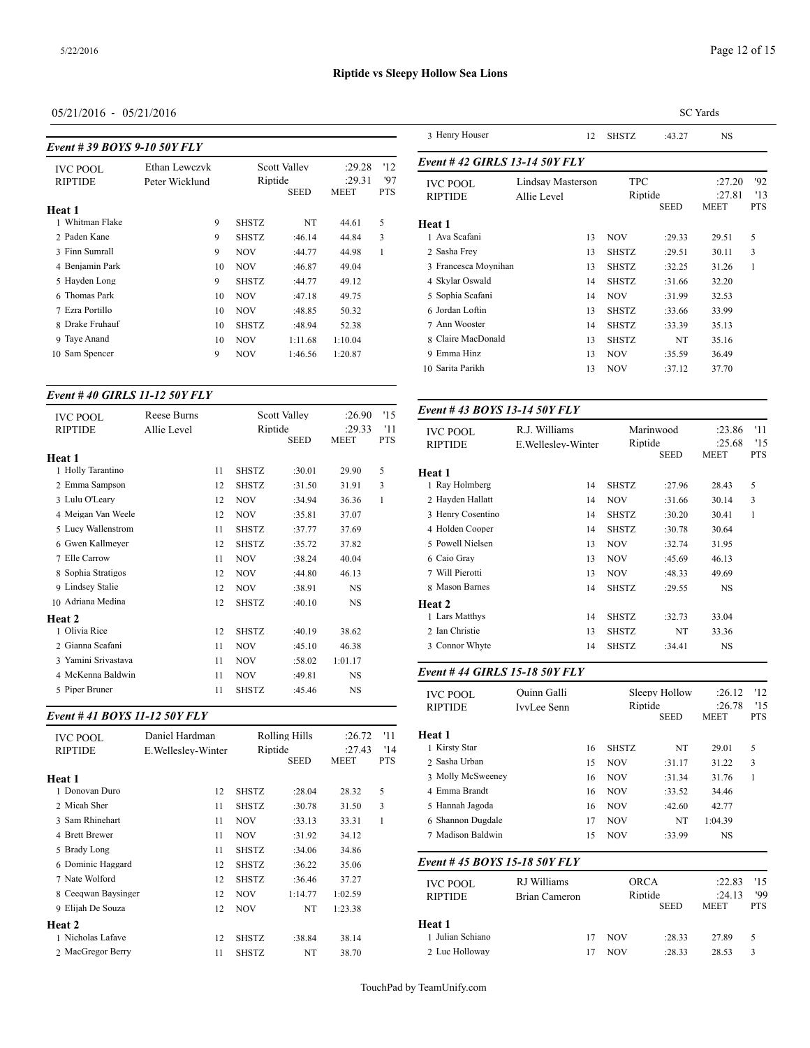**Riptide vs Sleepy Hollow Sea Lions**

05/21/2016 - 05/21/2016

SC Yards

### Event # 39 BOYS 9-10 50Y FLY

| | | | | | | |
|---|---|---|---|---|---|---|
| IVC POOL | Ethan Lewczyk | | Scott Valley | | :29.28 | '12 |
| RIPTIDE | Peter Wicklund | | Riptide | | :29.31 | '97 |
| | | | | SEED | MEET | PTS |
| **Heat 1** | | | | | | |
| 1 Whitman Flake | | 9 | SHSTZ | NT | 44.61 | 5 |
| 2 Paden Kane | | 9 | SHSTZ | :46.14 | 44.84 | 3 |
| 3 Finn Sumrall | | 9 | NOV | :44.77 | 44.98 | 1 |
| 4 Benjamin Park | | 10 | NOV | :46.87 | 49.04 | |
| 5 Hayden Long | | 9 | SHSTZ | :44.77 | 49.12 | |
| 6 Thomas Park | | 10 | NOV | :47.18 | 49.75 | |
| 7 Ezra Portillo | | 10 | NOV | :48.85 | 50.32 | |
| 8 Drake Fruhauf | | 10 | SHSTZ | :48.94 | 52.38 | |
| 9 Taye Anand | | 10 | NOV | 1:11.68 | 1:10.04 | |
| 10 Sam Spencer | | 9 | NOV | 1:46.56 | 1:20.87 | |

### Event # 40 GIRLS 11-12 50Y FLY

| | | | | | | |
|---|---|---|---|---|---|---|
| IVC POOL | Reese Burns | | Scott Valley | | :26.90 | '15 |
| RIPTIDE | Allie Level | | Riptide | | :29.33 | '11 |
| | | | | SEED | MEET | PTS |
| **Heat 1** | | | | | | |
| 1 Holly Tarantino | | 11 | SHSTZ | :30.01 | 29.90 | 5 |
| 2 Emma Sampson | | 12 | SHSTZ | :31.50 | 31.91 | 3 |
| 3 Lulu O'Leary | | 12 | NOV | :34.94 | 36.36 | 1 |
| 4 Meigan Van Weele | | 12 | NOV | :35.81 | 37.07 | |
| 5 Lucy Wallenstrom | | 11 | SHSTZ | :37.77 | 37.69 | |
| 6 Gwen Kallmeyer | | 12 | SHSTZ | :35.72 | 37.82 | |
| 7 Elle Carrow | | 11 | NOV | :38.24 | 40.04 | |
| 8 Sophia Stratigos | | 12 | NOV | :44.80 | 46.13 | |
| 9 Lindsey Stalie | | 12 | NOV | :38.91 | NS | |
| 10 Adriana Medina | | 12 | SHSTZ | :40.10 | NS | |
| **Heat 2** | | | | | | |
| 1 Olivia Rice | | 12 | SHSTZ | :40.19 | 38.62 | |
| 2 Gianna Scafani | | 11 | NOV | :45.10 | 46.38 | |
| 3 Yamini Srivastava | | 11 | NOV | :58.02 | 1:01.17 | |
| 4 McKenna Baldwin | | 11 | NOV | :49.81 | NS | |
| 5 Piper Bruner | | 11 | SHSTZ | :45.46 | NS | |

### Event # 41 BOYS 11-12 50Y FLY

| | | | | | | |
|---|---|---|---|---|---|---|
| IVC POOL | Daniel Hardman | | Rolling Hills | | :26.72 | '11 |
| RIPTIDE | E.Wellesley-Winter | | Riptide | | :27.43 | '14 |
| | | | | SEED | MEET | PTS |
| **Heat 1** | | | | | | |
| 1 Donovan Duro | | 12 | SHSTZ | :28.04 | 28.32 | 5 |
| 2 Micah Sher | | 11 | SHSTZ | :30.78 | 31.50 | 3 |
| 3 Sam Rhinehart | | 11 | NOV | :33.13 | 33.31 | 1 |
| 4 Brett Brewer | | 11 | NOV | :31.92 | 34.12 | |
| 5 Brady Long | | 11 | SHSTZ | :34.06 | 34.86 | |
| 6 Dominic Haggard | | 12 | SHSTZ | :36.22 | 35.06 | |
| 7 Nate Wolford | | 12 | SHSTZ | :36.46 | 37.27 | |
| 8 Ceeqwan Baysinger | | 12 | NOV | 1:14.77 | 1:02.59 | |
| 9 Elijah De Souza | | 12 | NOV | NT | 1:23.38 | |
| **Heat 2** | | | | | | |
| 1 Nicholas Lafave | | 12 | SHSTZ | :38.84 | 38.14 | |
| 2 MacGregor Berry | | 11 | SHSTZ | NT | 38.70 | |
| 3 Henry Houser | | 12 | SHSTZ | :43.27 | NS | |

### Event # 42 GIRLS 13-14 50Y FLY

| | | | | | | |
|---|---|---|---|---|---|---|
| IVC POOL | Lindsay Masterson | | TPC | | :27.20 | '92 |
| RIPTIDE | Allie Level | | Riptide | | :27.81 | '13 |
| | | | | SEED | MEET | PTS |
| **Heat 1** | | | | | | |
| 1 Ava Scafani | | 13 | NOV | :29.33 | 29.51 | 5 |
| 2 Sasha Frey | | 13 | SHSTZ | :29.51 | 30.11 | 3 |
| 3 Francesca Moynihan | | 13 | SHSTZ | :32.25 | 31.26 | 1 |
| 4 Skylar Oswald | | 14 | SHSTZ | :31.66 | 32.20 | |
| 5 Sophia Scafani | | 14 | NOV | :31.99 | 32.53 | |
| 6 Jordan Loftin | | 13 | SHSTZ | :33.66 | 33.99 | |
| 7 Ann Wooster | | 14 | SHSTZ | :33.39 | 35.13 | |
| 8 Claire MacDonald | | 13 | SHSTZ | NT | 35.16 | |
| 9 Emma Hinz | | 13 | NOV | :35.59 | 36.49 | |
| 10 Sarita Parikh | | 13 | NOV | :37.12 | 37.70 | |

### Event # 43 BOYS 13-14 50Y FLY

| | | | | | | |
|---|---|---|---|---|---|---|
| IVC POOL | R.J. Williams | | Marinwood | | :23.86 | '11 |
| RIPTIDE | E.Wellesley-Winter | | Riptide | | :25.68 | '15 |
| | | | | SEED | MEET | PTS |
| **Heat 1** | | | | | | |
| 1 Ray Holmberg | | 14 | SHSTZ | :27.96 | 28.43 | 5 |
| 2 Hayden Hallatt | | 14 | NOV | :31.66 | 30.14 | 3 |
| 3 Henry Cosentino | | 14 | SHSTZ | :30.20 | 30.41 | 1 |
| 4 Holden Cooper | | 14 | SHSTZ | :30.78 | 30.64 | |
| 5 Powell Nielsen | | 13 | NOV | :32.74 | 31.95 | |
| 6 Caio Gray | | 13 | NOV | :45.69 | 46.13 | |
| 7 Will Pierotti | | 13 | NOV | :48.33 | 49.69 | |
| 8 Mason Barnes | | 14 | SHSTZ | :29.55 | NS | |
| **Heat 2** | | | | | | |
| 1 Lars Matthys | | 14 | SHSTZ | :32.73 | 33.04 | |
| 2 Ian Christie | | 13 | SHSTZ | NT | 33.36 | |
| 3 Connor Whyte | | 14 | SHSTZ | :34.41 | NS | |

### Event # 44 GIRLS 15-18 50Y FLY

| | | | | | | |
|---|---|---|---|---|---|---|
| IVC POOL | Quinn Galli | | Sleepy Hollow | | :26.12 | '12 |
| RIPTIDE | IvyLee Senn | | Riptide | | :26.78 | '15 |
| | | | | SEED | MEET | PTS |
| **Heat 1** | | | | | | |
| 1 Kirsty Star | | 16 | SHSTZ | NT | 29.01 | 5 |
| 2 Sasha Urban | | 15 | NOV | :31.17 | 31.22 | 3 |
| 3 Molly McSweeney | | 16 | NOV | :31.34 | 31.76 | 1 |
| 4 Emma Brandt | | 16 | NOV | :33.52 | 34.46 | |
| 5 Hannah Jagoda | | 16 | NOV | :42.60 | 42.77 | |
| 6 Shannon Dugdale | | 17 | NOV | NT | 1:04.39 | |
| 7 Madison Baldwin | | 15 | NOV | :33.99 | NS | |

### Event # 45 BOYS 15-18 50Y FLY

| | | | | | | |
|---|---|---|---|---|---|---|
| IVC POOL | RJ Williams | | ORCA | | :22.83 | '15 |
| RIPTIDE | Brian Cameron | | Riptide | | :24.13 | '99 |
| | | | | SEED | MEET | PTS |
| **Heat 1** | | | | | | |
| 1 Julian Schiano | | 17 | NOV | :28.33 | 27.89 | 5 |
| 2 Luc Holloway | | 17 | NOV | :28.33 | 28.53 | 3 |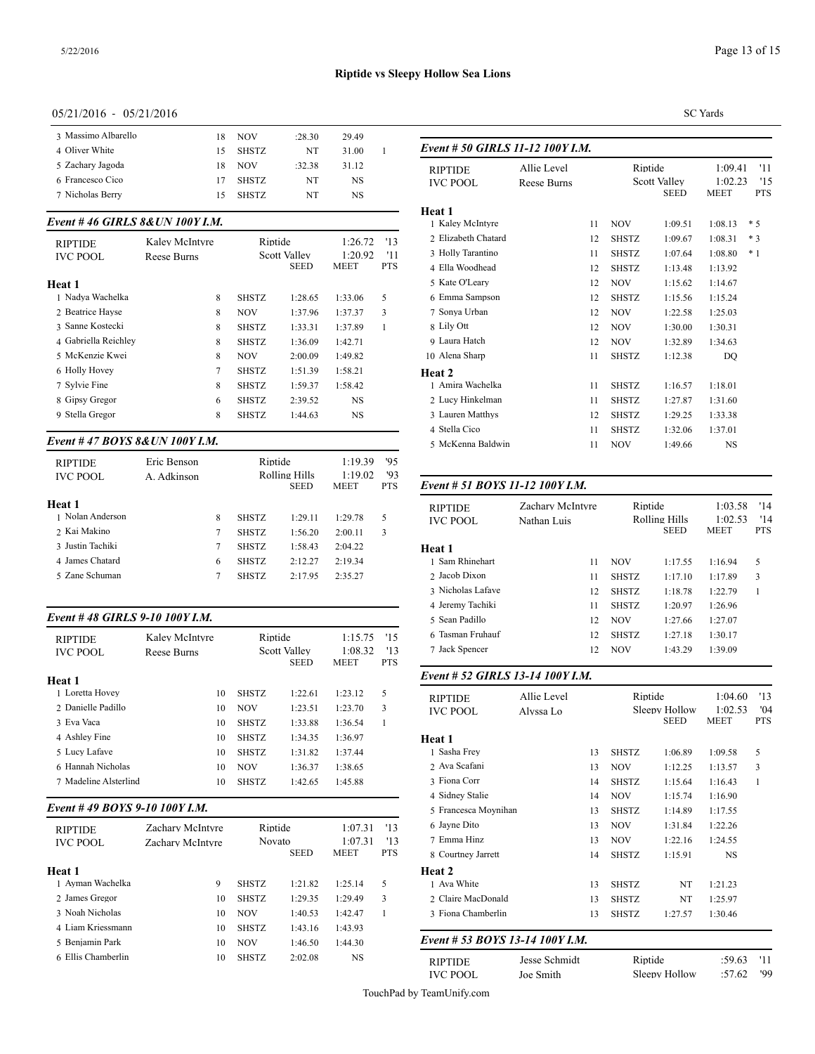# Riptide vs Sleepy Hollow Sea Lions

05/21/2016 - 05/21/2016

SC Yards

| | Name | Age | Team | Seed | Meet | PTS |
|---|---|---|---|---|---|---|
| 3 | Massimo Albarello | 18 | NOV | :28.30 | 29.49 | |
| 4 | Oliver White | 15 | SHSTZ | NT | 31.00 | 1 |
| 5 | Zachary Jagoda | 18 | NOV | :32.38 | 31.12 | |
| 6 | Francesco Cico | 17 | SHSTZ | NT | NS | |
| 7 | Nicholas Berry | 15 | SHSTZ | NT | NS | |

### Event # 46 GIRLS 8&UN 100Y I.M.

| | | | | | | |
|---|---|---|---|---|---|---|
| RIPTIDE | Kaley McIntyre | | Riptide | | 1:26.72 | '13 |
| IVC POOL | Reese Burns | | Scott Valley | | 1:20.92 | '11 |
| | | | | SEED | MEET | PTS |
| **Heat 1** | | | | | | |
| 1 | Nadya Wachelka | 8 | SHSTZ | 1:28.65 | 1:33.06 | 5 |
| 2 | Beatrice Hayse | 8 | NOV | 1:37.96 | 1:37.37 | 3 |
| 3 | Sanne Kostecki | 8 | SHSTZ | 1:33.31 | 1:37.89 | 1 |
| 4 | Gabriella Reichley | 8 | SHSTZ | 1:36.09 | 1:42.71 | |
| 5 | McKenzie Kwei | 8 | NOV | 2:00.09 | 1:49.82 | |
| 6 | Holly Hovey | 7 | SHSTZ | 1:51.39 | 1:58.21 | |
| 7 | Sylvie Fine | 8 | SHSTZ | 1:59.37 | 1:58.42 | |
| 8 | Gipsy Gregor | 6 | SHSTZ | 2:39.52 | NS | |
| 9 | Stella Gregor | 8 | SHSTZ | 1:44.63 | NS | |

### Event # 47 BOYS 8&UN 100Y I.M.

| | | | | | | |
|---|---|---|---|---|---|---|
| RIPTIDE | Eric Benson | | Riptide | | 1:19.39 | '95 |
| IVC POOL | A. Adkinson | | Rolling Hills | | 1:19.02 | '93 |
| | | | | SEED | MEET | PTS |
| **Heat 1** | | | | | | |
| 1 | Nolan Anderson | 8 | SHSTZ | 1:29.11 | 1:29.78 | 5 |
| 2 | Kai Makino | 7 | SHSTZ | 1:56.20 | 2:00.11 | 3 |
| 3 | Justin Tachiki | 7 | SHSTZ | 1:58.43 | 2:04.22 | |
| 4 | James Chatard | 6 | SHSTZ | 2:12.27 | 2:19.34 | |
| 5 | Zane Schuman | 7 | SHSTZ | 2:17.95 | 2:35.27 | |

### Event # 48 GIRLS 9-10 100Y I.M.

| | | | | | | |
|---|---|---|---|---|---|---|
| RIPTIDE | Kaley McIntyre | | Riptide | | 1:15.75 | '15 |
| IVC POOL | Reese Burns | | Scott Valley | | 1:08.32 | '13 |
| | | | | SEED | MEET | PTS |
| **Heat 1** | | | | | | |
| 1 | Loretta Hovey | 10 | SHSTZ | 1:22.61 | 1:23.12 | 5 |
| 2 | Danielle Padillo | 10 | NOV | 1:23.51 | 1:23.70 | 3 |
| 3 | Eva Vaca | 10 | SHSTZ | 1:33.88 | 1:36.54 | 1 |
| 4 | Ashley Fine | 10 | SHSTZ | 1:34.35 | 1:36.97 | |
| 5 | Lucy Lafave | 10 | SHSTZ | 1:31.82 | 1:37.44 | |
| 6 | Hannah Nicholas | 10 | NOV | 1:36.37 | 1:38.65 | |
| 7 | Madeline Alsterlind | 10 | SHSTZ | 1:42.65 | 1:45.88 | |

### Event # 49 BOYS 9-10 100Y I.M.

| | | | | | | |
|---|---|---|---|---|---|---|
| RIPTIDE | Zachary McIntyre | | Riptide | | 1:07.31 | '13 |
| IVC POOL | Zachary McIntyre | | Novato | | 1:07.31 | '13 |
| | | | | SEED | MEET | PTS |
| **Heat 1** | | | | | | |
| 1 | Ayman Wachelka | 9 | SHSTZ | 1:21.82 | 1:25.14 | 5 |
| 2 | James Gregor | 10 | SHSTZ | 1:29.35 | 1:29.49 | 3 |
| 3 | Noah Nicholas | 10 | NOV | 1:40.53 | 1:42.47 | 1 |
| 4 | Liam Kriessmann | 10 | SHSTZ | 1:43.16 | 1:43.93 | |
| 5 | Benjamin Park | 10 | NOV | 1:46.50 | 1:44.30 | |
| 6 | Ellis Chamberlin | 10 | SHSTZ | 2:02.08 | NS | |

### Event # 50 GIRLS 11-12 100Y I.M.

| | | | | | | |
|---|---|---|---|---|---|---|
| RIPTIDE | Allie Level | | Riptide | | 1:09.41 | '11 |
| IVC POOL | Reese Burns | | Scott Valley | | 1:02.23 | '15 |
| | | | | SEED | MEET | PTS |
| **Heat 1** | | | | | | |
| 1 | Kaley McIntyre | 11 | NOV | 1:09.51 | 1:08.13 | * 5 |
| 2 | Elizabeth Chatard | 12 | SHSTZ | 1:09.67 | 1:08.31 | * 3 |
| 3 | Holly Tarantino | 11 | SHSTZ | 1:07.64 | 1:08.80 | * 1 |
| 4 | Ella Woodhead | 12 | SHSTZ | 1:13.48 | 1:13.92 | |
| 5 | Kate O'Leary | 12 | NOV | 1:15.62 | 1:14.67 | |
| 6 | Emma Sampson | 12 | SHSTZ | 1:15.56 | 1:15.24 | |
| 7 | Sonya Urban | 12 | NOV | 1:22.58 | 1:25.03 | |
| 8 | Lily Ott | 12 | NOV | 1:30.00 | 1:30.31 | |
| 9 | Laura Hatch | 12 | NOV | 1:32.89 | 1:34.63 | |
| 10 | Alena Sharp | 11 | SHSTZ | 1:12.38 | DQ | |
| **Heat 2** | | | | | | |
| 1 | Amira Wachelka | 11 | SHSTZ | 1:16.57 | 1:18.01 | |
| 2 | Lucy Hinkelman | 11 | SHSTZ | 1:27.87 | 1:31.60 | |
| 3 | Lauren Matthys | 12 | SHSTZ | 1:29.25 | 1:33.38 | |
| 4 | Stella Cico | 11 | SHSTZ | 1:32.06 | 1:37.01 | |
| 5 | McKenna Baldwin | 11 | NOV | 1:49.66 | NS | |

### Event # 51 BOYS 11-12 100Y I.M.

| | | | | | | |
|---|---|---|---|---|---|---|
| RIPTIDE | Zachary McIntyre | | Riptide | | 1:03.58 | '14 |
| IVC POOL | Nathan Luis | | Rolling Hills | | 1:02.53 | '14 |
| | | | | SEED | MEET | PTS |
| **Heat 1** | | | | | | |
| 1 | Sam Rhinehart | 11 | NOV | 1:17.55 | 1:16.94 | 5 |
| 2 | Jacob Dixon | 11 | SHSTZ | 1:17.10 | 1:17.89 | 3 |
| 3 | Nicholas Lafave | 12 | SHSTZ | 1:18.78 | 1:22.79 | 1 |
| 4 | Jeremy Tachiki | 11 | SHSTZ | 1:20.97 | 1:26.96 | |
| 5 | Sean Padillo | 12 | NOV | 1:27.66 | 1:27.07 | |
| 6 | Tasman Fruhauf | 12 | SHSTZ | 1:27.18 | 1:30.17 | |
| 7 | Jack Spencer | 12 | NOV | 1:43.29 | 1:39.09 | |

### Event # 52 GIRLS 13-14 100Y I.M.

| | | | | | | |
|---|---|---|---|---|---|---|
| RIPTIDE | Allie Level | | Riptide | | 1:04.60 | '13 |
| IVC POOL | Alyssa Lo | | Sleepy Hollow | | 1:02.53 | '04 |
| | | | | SEED | MEET | PTS |
| **Heat 1** | | | | | | |
| 1 | Sasha Frey | 13 | SHSTZ | 1:06.89 | 1:09.58 | 5 |
| 2 | Ava Scafani | 13 | NOV | 1:12.25 | 1:13.57 | 3 |
| 3 | Fiona Corr | 14 | SHSTZ | 1:15.64 | 1:16.43 | 1 |
| 4 | Sidney Stalie | 14 | NOV | 1:15.74 | 1:16.90 | |
| 5 | Francesca Moynihan | 13 | SHSTZ | 1:14.89 | 1:17.55 | |
| 6 | Jayne Dito | 13 | NOV | 1:31.84 | 1:22.26 | |
| 7 | Emma Hinz | 13 | NOV | 1:22.16 | 1:24.55 | |
| 8 | Courtney Jarrett | 14 | SHSTZ | 1:15.91 | NS | |
| **Heat 2** | | | | | | |
| 1 | Ava White | 13 | SHSTZ | NT | 1:21.23 | |
| 2 | Claire MacDonald | 13 | SHSTZ | NT | 1:25.97 | |
| 3 | Fiona Chamberlin | 13 | SHSTZ | 1:27.57 | 1:30.46 | |

### Event # 53 BOYS 13-14 100Y I.M.

| | | | | |
|---|---|---|---|---|
| RIPTIDE | Jesse Schmidt | Riptide | :59.63 | '11 |
| IVC POOL | Joe Smith | Sleepy Hollow | :57.62 | '99 |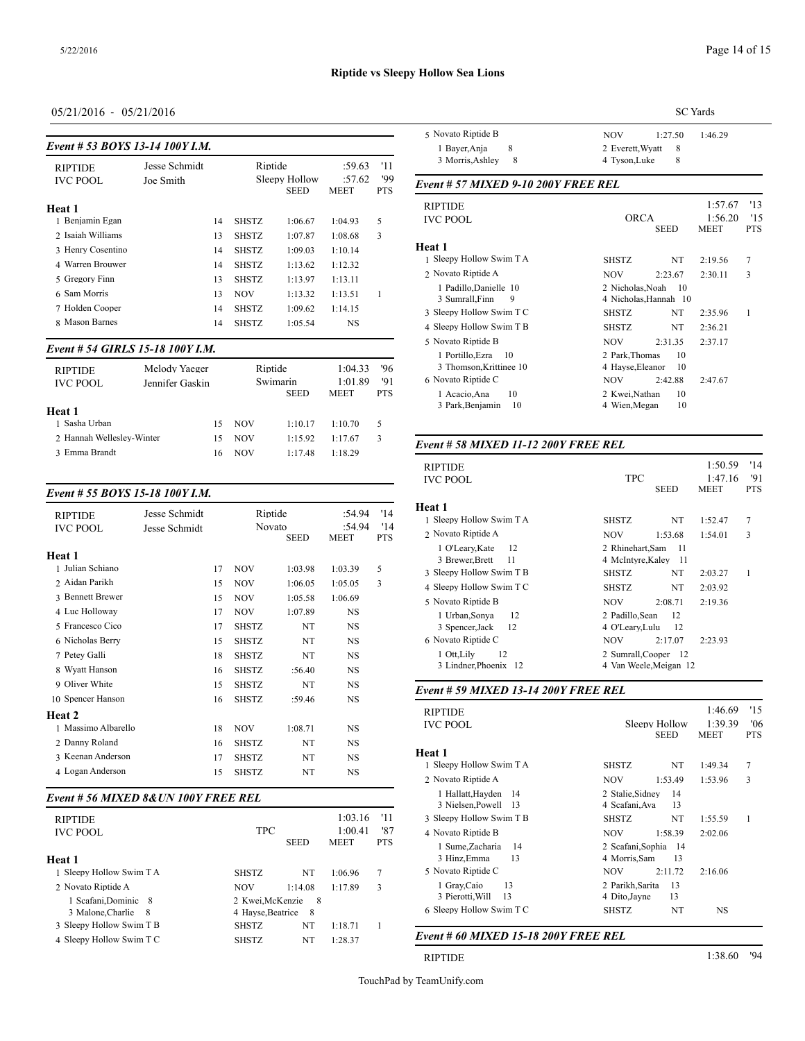**Riptide vs Sleepy Hollow Sea Lions**

05/21/2016 - 05/21/2016

SC Yards

### Event # 53 BOYS 13-14 100Y I.M.

| | | | | | | |
|---|---|---|---|---|---|---|
| RIPTIDE | Jesse Schmidt | | Riptide | | :59.63 | '11 |
| IVC POOL | Joe Smith | | Sleepy Hollow | | :57.62 | '99 |
| | | | | SEED | MEET | PTS |
| **Heat 1** | | | | | | |
| 1 Benjamin Egan | | 14 | SHSTZ | 1:06.67 | 1:04.93 | 5 |
| 2 Isaiah Williams | | 13 | SHSTZ | 1:07.87 | 1:08.68 | 3 |
| 3 Henry Cosentino | | 14 | SHSTZ | 1:09.03 | 1:10.14 | |
| 4 Warren Brouwer | | 14 | SHSTZ | 1:13.62 | 1:12.32 | |
| 5 Gregory Finn | | 13 | SHSTZ | 1:13.97 | 1:13.11 | |
| 6 Sam Morris | | 13 | NOV | 1:13.32 | 1:13.51 | 1 |
| 7 Holden Cooper | | 14 | SHSTZ | 1:09.62 | 1:14.15 | |
| 8 Mason Barnes | | 14 | SHSTZ | 1:05.54 | NS | |

### Event # 54 GIRLS 15-18 100Y I.M.

| | | | | | | |
|---|---|---|---|---|---|---|
| RIPTIDE | Melody Yaeger | | Riptide | | 1:04.33 | '96 |
| IVC POOL | Jennifer Gaskin | | Swimarin | | 1:01.89 | '91 |
| | | | | SEED | MEET | PTS |
| **Heat 1** | | | | | | |
| 1 Sasha Urban | | 15 | NOV | 1:10.17 | 1:10.70 | 5 |
| 2 Hannah Wellesley-Winter | | 15 | NOV | 1:15.92 | 1:17.67 | 3 |
| 3 Emma Brandt | | 16 | NOV | 1:17.48 | 1:18.29 | |

### Event # 55 BOYS 15-18 100Y I.M.

| | | | | | | |
|---|---|---|---|---|---|---|
| RIPTIDE | Jesse Schmidt | | Riptide | | :54.94 | '14 |
| IVC POOL | Jesse Schmidt | | Novato | | :54.94 | '14 |
| | | | | SEED | MEET | PTS |
| **Heat 1** | | | | | | |
| 1 Julian Schiano | | 17 | NOV | 1:03.98 | 1:03.39 | 5 |
| 2 Aidan Parikh | | 15 | NOV | 1:06.05 | 1:05.05 | 3 |
| 3 Bennett Brewer | | 15 | NOV | 1:05.58 | 1:06.69 | |
| 4 Luc Holloway | | 17 | NOV | 1:07.89 | NS | |
| 5 Francesco Cico | | 17 | SHSTZ | NT | NS | |
| 6 Nicholas Berry | | 15 | SHSTZ | NT | NS | |
| 7 Petey Galli | | 18 | SHSTZ | NT | NS | |
| 8 Wyatt Hanson | | 16 | SHSTZ | :56.40 | NS | |
| 9 Oliver White | | 15 | SHSTZ | NT | NS | |
| 10 Spencer Hanson | | 16 | SHSTZ | :59.46 | NS | |
| **Heat 2** | | | | | | |
| 1 Massimo Albarello | | 18 | NOV | 1:08.71 | NS | |
| 2 Danny Roland | | 16 | SHSTZ | NT | NS | |
| 3 Keenan Anderson | | 17 | SHSTZ | NT | NS | |
| 4 Logan Anderson | | 15 | SHSTZ | NT | NS | |

### Event # 56 MIXED 8&UN 100Y FREE REL

| | | | | | |
|---|---|---|---|---|---|
| RIPTIDE | | | 1:03.16 | '11 |
| IVC POOL | TPC | | 1:00.41 | '87 |
| | | SEED | MEET | PTS |
| **Heat 1** | | | | |
| 1 Sleepy Hollow Swim T A | SHSTZ | NT | 1:06.96 | 7 |
| 2 Novato Riptide A | NOV | 1:14.08 | 1:17.89 | 3 |
| 1 Scafani,Dominic 8; 3 Malone,Charlie 8 | 2 Kwei,McKenzie 8; 4 Hayse,Beatrice 8 | | | |
| 3 Sleepy Hollow Swim T B | SHSTZ | NT | 1:18.71 | 1 |
| 4 Sleepy Hollow Swim T C | SHSTZ | NT | 1:28.37 | |
| 5 Novato Riptide B | NOV | 1:27.50 | 1:46.29 | |
| 1 Bayer,Anja 8; 3 Morris,Ashley 8 | 2 Everett,Wyatt 8; 4 Tyson,Luke 8 | | | |

### Event # 57 MIXED 9-10 200Y FREE REL

| | | | | |
|---|---|---|---|---|
| RIPTIDE | | | 1:57.67 | '13 |
| IVC POOL | ORCA | | 1:56.20 | '15 |
| | | SEED | MEET | PTS |
| **Heat 1** | | | | |
| 1 Sleepy Hollow Swim T A | SHSTZ | NT | 2:19.56 | 7 |
| 2 Novato Riptide A | NOV | 2:23.67 | 2:30.11 | 3 |
| 1 Padillo,Danielle 10; 3 Sumrall,Finn 9 | 2 Nicholas,Noah 10; 4 Nicholas,Hannah 10 | | | |
| 3 Sleepy Hollow Swim T C | SHSTZ | NT | 2:35.96 | 1 |
| 4 Sleepy Hollow Swim T B | SHSTZ | NT | 2:36.21 | |
| 5 Novato Riptide B | NOV | 2:31.35 | 2:37.17 | |
| 1 Portillo,Ezra 10; 3 Thomson,Krittinee 10 | 2 Park,Thomas 10; 4 Hayse,Eleanor 10 | | | |
| 6 Novato Riptide C | NOV | 2:42.88 | 2:47.67 | |
| 1 Acacio,Ana 10; 3 Park,Benjamin 10 | 2 Kwei,Nathan 10; 4 Wien,Megan 10 | | | |

### Event # 58 MIXED 11-12 200Y FREE REL

| | | | | |
|---|---|---|---|---|
| RIPTIDE | | | 1:50.59 | '14 |
| IVC POOL | TPC | | 1:47.16 | '91 |
| | | SEED | MEET | PTS |
| **Heat 1** | | | | |
| 1 Sleepy Hollow Swim T A | SHSTZ | NT | 1:52.47 | 7 |
| 2 Novato Riptide A | NOV | 1:53.68 | 1:54.01 | 3 |
| 1 O'Leary,Kate 12; 3 Brewer,Brett 11 | 2 Rhinehart,Sam 11; 4 McIntyre,Kaley 11 | | | |
| 3 Sleepy Hollow Swim T B | SHSTZ | NT | 2:03.27 | 1 |
| 4 Sleepy Hollow Swim T C | SHSTZ | NT | 2:03.92 | |
| 5 Novato Riptide B | NOV | 2:08.71 | 2:19.36 | |
| 1 Urban,Sonya 12; 3 Spencer,Jack 12 | 2 Padillo,Sean 12; 4 O'Leary,Lulu 12 | | | |
| 6 Novato Riptide C | NOV | 2:17.07 | 2:23.93 | |
| 1 Ott,Lily 12; 3 Lindner,Phoenix 12 | 2 Sumrall,Cooper 12; 4 Van Weele,Meigan 12 | | | |

### Event # 59 MIXED 13-14 200Y FREE REL

| | | | | |
|---|---|---|---|---|
| RIPTIDE | | | 1:46.69 | '15 |
| IVC POOL | Sleepy Hollow | | 1:39.39 | '06 |
| | | SEED | MEET | PTS |
| **Heat 1** | | | | |
| 1 Sleepy Hollow Swim T A | SHSTZ | NT | 1:49.34 | 7 |
| 2 Novato Riptide A | NOV | 1:53.49 | 1:53.96 | 3 |
| 1 Hallatt,Hayden 14; 3 Nielsen,Powell 13 | 2 Stalie,Sidney 14; 4 Scafani,Ava 13 | | | |
| 3 Sleepy Hollow Swim T B | SHSTZ | NT | 1:55.59 | 1 |
| 4 Novato Riptide B | NOV | 1:58.39 | 2:02.06 | |
| 1 Sume,Zacharia 14; 3 Hinz,Emma 13 | 2 Scafani,Sophia 14; 4 Morris,Sam 13 | | | |
| 5 Novato Riptide C | NOV | 2:11.72 | 2:16.06 | |
| 1 Gray,Caio 13; 3 Pierotti,Will 13 | 2 Parikh,Sarita 13; 4 Dito,Jayne 13 | | | |
| 6 Sleepy Hollow Swim T C | SHSTZ | NT | NS | |

### Event # 60 MIXED 15-18 200Y FREE REL

| | | |
|---|---|---|
| RIPTIDE | 1:38.60 | '94 |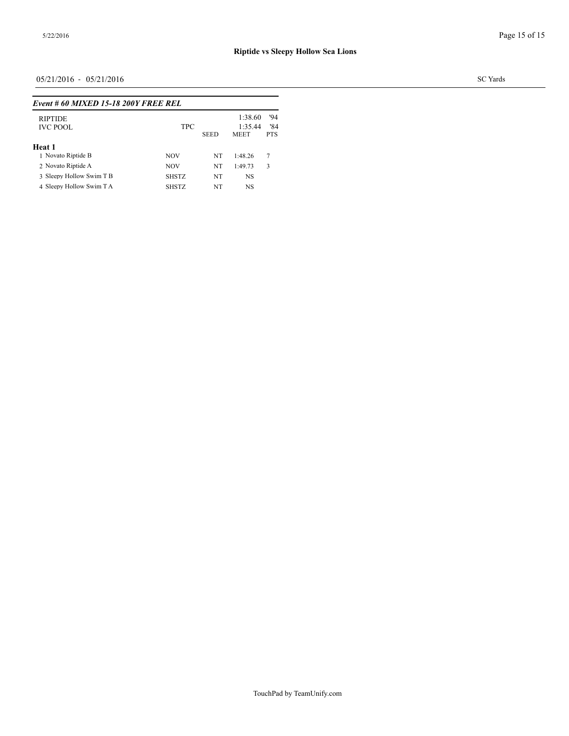**Riptide vs Sleepy Hollow Sea Lions**

05/21/2016 - 05/21/2016

SC Yards

### *Event # 60 MIXED 15-18 200Y FREE REL*

| | | | | |
|---|---|---|---|---|
| RIPTIDE | | | 1:38.60 | '94 |
| IVC POOL | TPC | | 1:35.44 | '84 |
| | | SEED | MEET | PTS |
| **Heat 1** | | | | |
| 1 Novato Riptide B | NOV | NT | 1:48.26 | 7 |
| 2 Novato Riptide A | NOV | NT | 1:49.73 | 3 |
| 3 Sleepy Hollow Swim T B | SHSTZ | NT | NS | |
| 4 Sleepy Hollow Swim T A | SHSTZ | NT | NS | |

TouchPad by TeamUnify.com